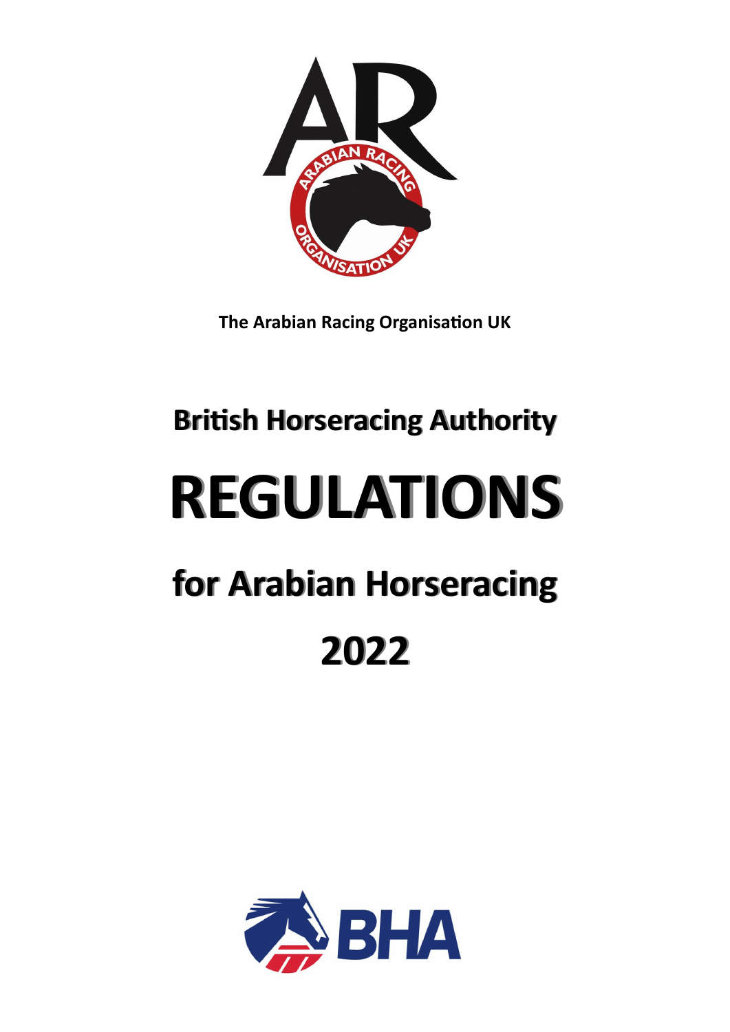The Arabian Racing Organisation UK

# British Horseracing Authority

# REGULATIONS

# for Arabian Horseracing

# 2022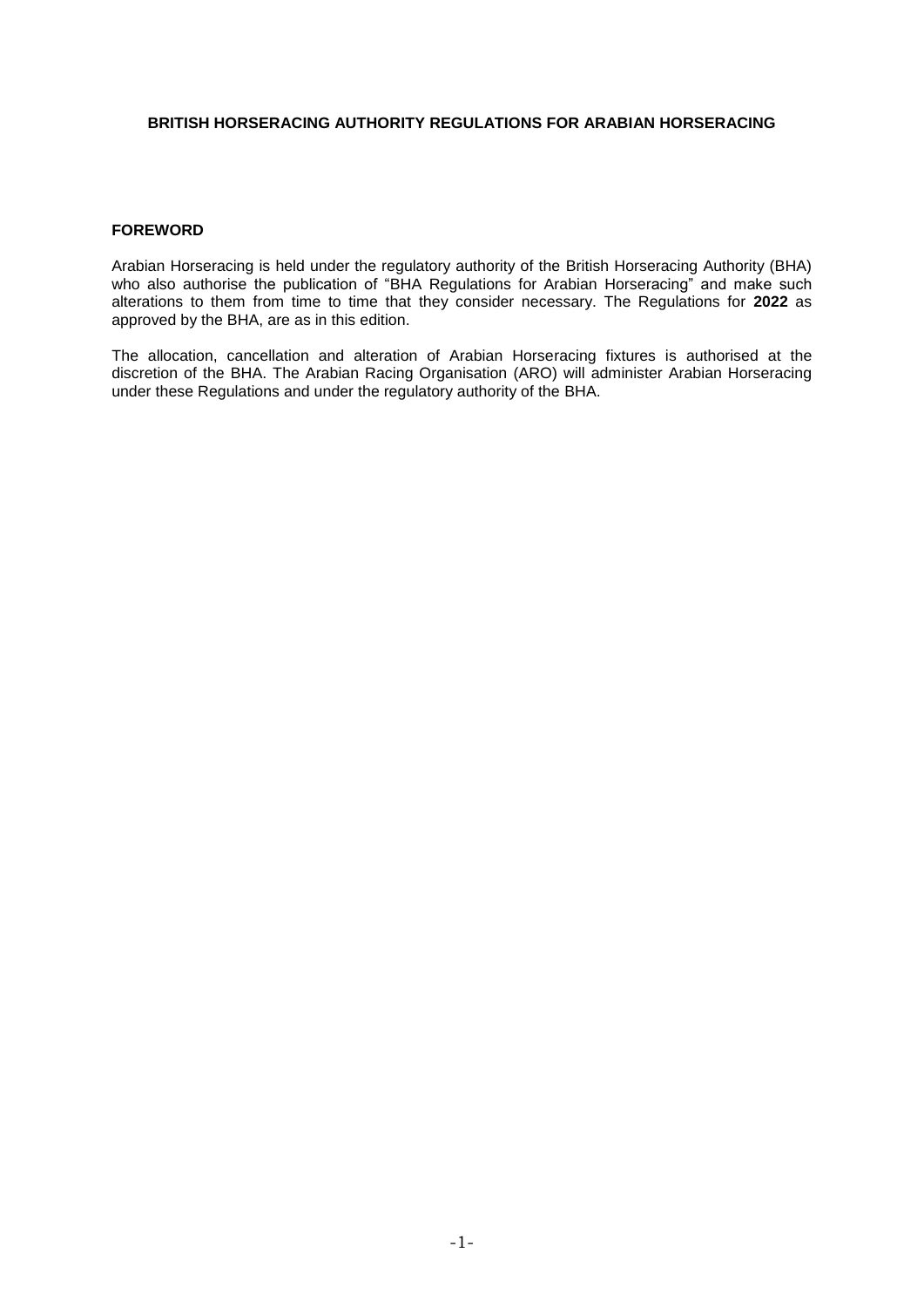# BRITISH HORSERACING AUTHORITY REGULATIONS FOR ARABIAN HORSERACING

## FOREWORD

Arabian Horseracing is held under the regulatory authority of the British Horseracing Authority (BHA) who also authorise the publication of "BHA Regulations for Arabian Horseracing" and make such alterations to them from time to time that they consider necessary. The Regulations for **2022** as approved by the BHA, are as in this edition.

The allocation, cancellation and alteration of Arabian Horseracing fixtures is authorised at the discretion of the BHA. The Arabian Racing Organisation (ARO) will administer Arabian Horseracing under these Regulations and under the regulatory authority of the BHA.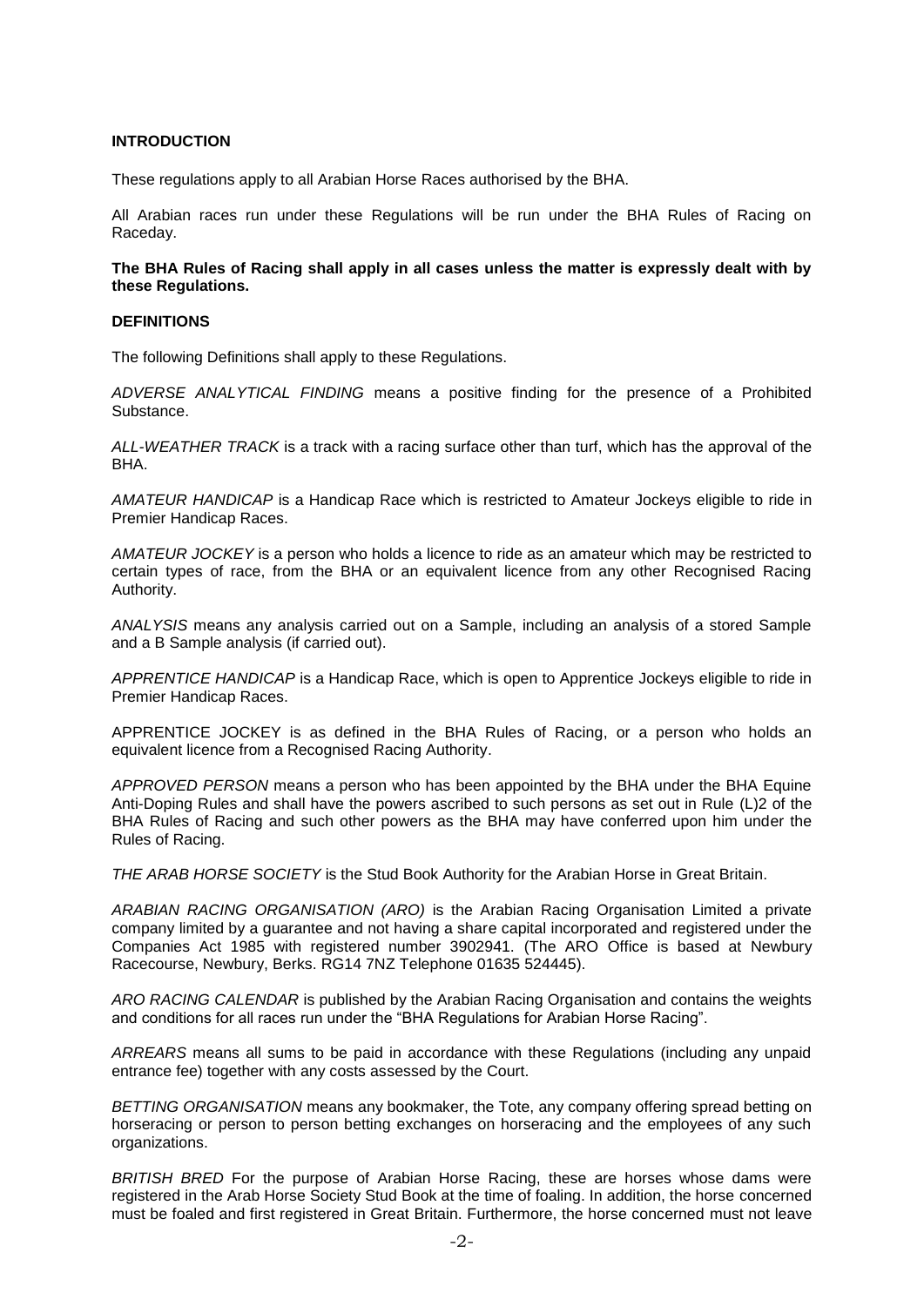## INTRODUCTION

These regulations apply to all Arabian Horse Races authorised by the BHA.

All Arabian races run under these Regulations will be run under the BHA Rules of Racing on Raceday.

**The BHA Rules of Racing shall apply in all cases unless the matter is expressly dealt with by these Regulations.**

## DEFINITIONS

The following Definitions shall apply to these Regulations.

*ADVERSE ANALYTICAL FINDING* means a positive finding for the presence of a Prohibited Substance.

*ALL-WEATHER TRACK* is a track with a racing surface other than turf, which has the approval of the BHA.

*AMATEUR HANDICAP* is a Handicap Race which is restricted to Amateur Jockeys eligible to ride in Premier Handicap Races.

*AMATEUR JOCKEY* is a person who holds a licence to ride as an amateur which may be restricted to certain types of race, from the BHA or an equivalent licence from any other Recognised Racing Authority.

*ANALYSIS* means any analysis carried out on a Sample, including an analysis of a stored Sample and a B Sample analysis (if carried out).

*APPRENTICE HANDICAP* is a Handicap Race, which is open to Apprentice Jockeys eligible to ride in Premier Handicap Races.

APPRENTICE JOCKEY is as defined in the BHA Rules of Racing, or a person who holds an equivalent licence from a Recognised Racing Authority.

*APPROVED PERSON* means a person who has been appointed by the BHA under the BHA Equine Anti-Doping Rules and shall have the powers ascribed to such persons as set out in Rule (L)2 of the BHA Rules of Racing and such other powers as the BHA may have conferred upon him under the Rules of Racing.

*THE ARAB HORSE SOCIETY* is the Stud Book Authority for the Arabian Horse in Great Britain.

*ARABIAN RACING ORGANISATION (ARO)* is the Arabian Racing Organisation Limited a private company limited by a guarantee and not having a share capital incorporated and registered under the Companies Act 1985 with registered number 3902941. (The ARO Office is based at Newbury Racecourse, Newbury, Berks. RG14 7NZ Telephone 01635 524445).

*ARO RACING CALENDAR* is published by the Arabian Racing Organisation and contains the weights and conditions for all races run under the "BHA Regulations for Arabian Horse Racing".

*ARREARS* means all sums to be paid in accordance with these Regulations (including any unpaid entrance fee) together with any costs assessed by the Court.

*BETTING ORGANISATION* means any bookmaker, the Tote, any company offering spread betting on horseracing or person to person betting exchanges on horseracing and the employees of any such organizations.

*BRITISH BRED* For the purpose of Arabian Horse Racing, these are horses whose dams were registered in the Arab Horse Society Stud Book at the time of foaling. In addition, the horse concerned must be foaled and first registered in Great Britain. Furthermore, the horse concerned must not leave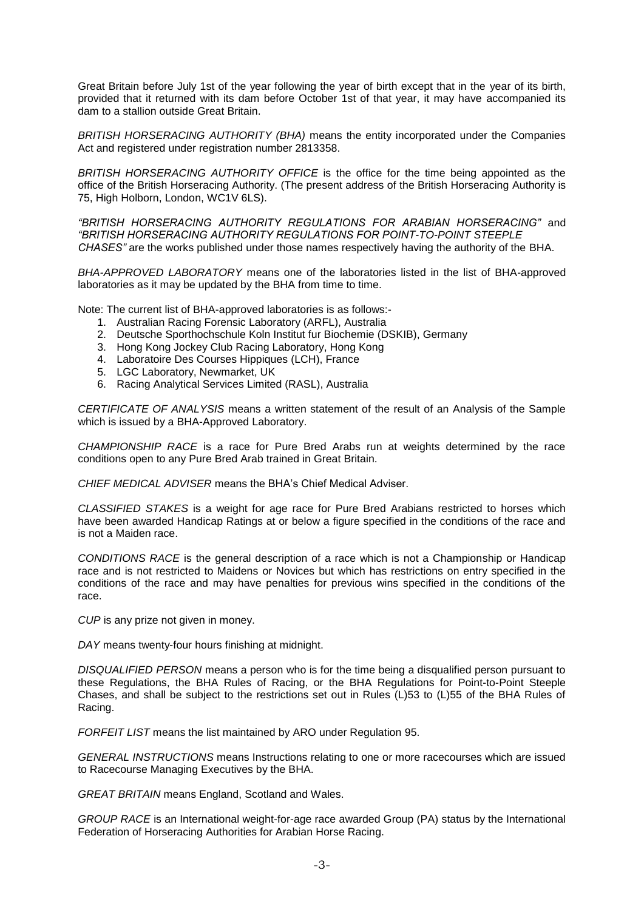Great Britain before July 1st of the year following the year of birth except that in the year of its birth, provided that it returned with its dam before October 1st of that year, it may have accompanied its dam to a stallion outside Great Britain.

*BRITISH HORSERACING AUTHORITY (BHA)* means the entity incorporated under the Companies Act and registered under registration number 2813358.

*BRITISH HORSERACING AUTHORITY OFFICE* is the office for the time being appointed as the office of the British Horseracing Authority. (The present address of the British Horseracing Authority is 75, High Holborn, London, WC1V 6LS).

*"BRITISH HORSERACING AUTHORITY REGULATIONS FOR ARABIAN HORSERACING"* and *"BRITISH HORSERACING AUTHORITY REGULATIONS FOR POINT-TO-POINT STEEPLE CHASES"* are the works published under those names respectively having the authority of the BHA.

*BHA-APPROVED LABORATORY* means one of the laboratories listed in the list of BHA-approved laboratories as it may be updated by the BHA from time to time.

Note: The current list of BHA-approved laboratories is as follows:-

1. Australian Racing Forensic Laboratory (ARFL), Australia
2. Deutsche Sporthochschule Koln Institut fur Biochemie (DSKIB), Germany
3. Hong Kong Jockey Club Racing Laboratory, Hong Kong
4. Laboratoire Des Courses Hippiques (LCH), France
5. LGC Laboratory, Newmarket, UK
6. Racing Analytical Services Limited (RASL), Australia

*CERTIFICATE OF ANALYSIS* means a written statement of the result of an Analysis of the Sample which is issued by a BHA-Approved Laboratory.

*CHAMPIONSHIP RACE* is a race for Pure Bred Arabs run at weights determined by the race conditions open to any Pure Bred Arab trained in Great Britain.

*CHIEF MEDICAL ADVISER* means the BHA's Chief Medical Adviser.

*CLASSIFIED STAKES* is a weight for age race for Pure Bred Arabians restricted to horses which have been awarded Handicap Ratings at or below a figure specified in the conditions of the race and is not a Maiden race.

*CONDITIONS RACE* is the general description of a race which is not a Championship or Handicap race and is not restricted to Maidens or Novices but which has restrictions on entry specified in the conditions of the race and may have penalties for previous wins specified in the conditions of the race.

*CUP* is any prize not given in money.

*DAY* means twenty-four hours finishing at midnight.

*DISQUALIFIED PERSON* means a person who is for the time being a disqualified person pursuant to these Regulations, the BHA Rules of Racing, or the BHA Regulations for Point-to-Point Steeple Chases, and shall be subject to the restrictions set out in Rules (L)53 to (L)55 of the BHA Rules of Racing.

*FORFEIT LIST* means the list maintained by ARO under Regulation 95.

*GENERAL INSTRUCTIONS* means Instructions relating to one or more racecourses which are issued to Racecourse Managing Executives by the BHA.

*GREAT BRITAIN* means England, Scotland and Wales.

*GROUP RACE* is an International weight-for-age race awarded Group (PA) status by the International Federation of Horseracing Authorities for Arabian Horse Racing.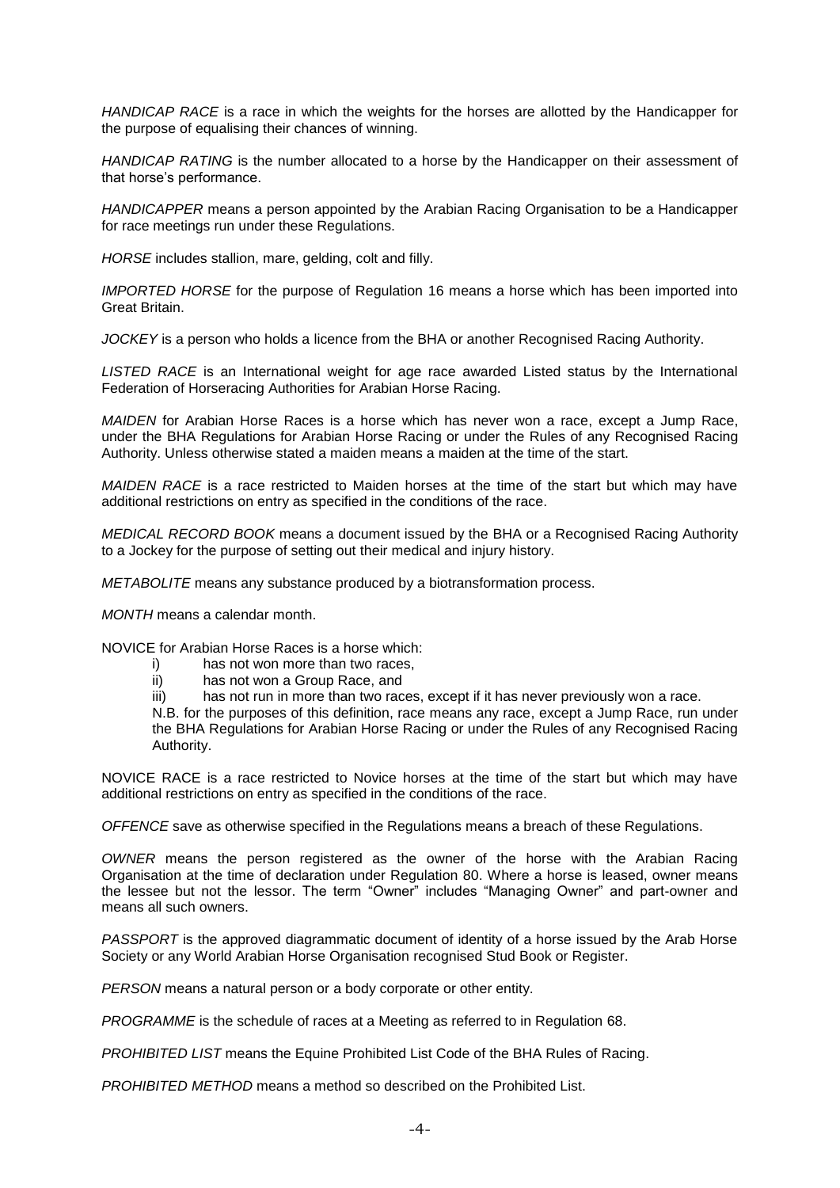*HANDICAP RACE* is a race in which the weights for the horses are allotted by the Handicapper for the purpose of equalising their chances of winning.

*HANDICAP RATING* is the number allocated to a horse by the Handicapper on their assessment of that horse's performance.

*HANDICAPPER* means a person appointed by the Arabian Racing Organisation to be a Handicapper for race meetings run under these Regulations.

*HORSE* includes stallion, mare, gelding, colt and filly.

*IMPORTED HORSE* for the purpose of Regulation 16 means a horse which has been imported into Great Britain.

*JOCKEY* is a person who holds a licence from the BHA or another Recognised Racing Authority.

*LISTED RACE* is an International weight for age race awarded Listed status by the International Federation of Horseracing Authorities for Arabian Horse Racing.

*MAIDEN* for Arabian Horse Races is a horse which has never won a race, except a Jump Race, under the BHA Regulations for Arabian Horse Racing or under the Rules of any Recognised Racing Authority. Unless otherwise stated a maiden means a maiden at the time of the start.

*MAIDEN RACE* is a race restricted to Maiden horses at the time of the start but which may have additional restrictions on entry as specified in the conditions of the race.

*MEDICAL RECORD BOOK* means a document issued by the BHA or a Recognised Racing Authority to a Jockey for the purpose of setting out their medical and injury history.

*METABOLITE* means any substance produced by a biotransformation process.

*MONTH* means a calendar month.

NOVICE for Arabian Horse Races is a horse which:

i) has not won more than two races,
ii) has not won a Group Race, and
iii) has not run in more than two races, except if it has never previously won a race.

N.B. for the purposes of this definition, race means any race, except a Jump Race, run under the BHA Regulations for Arabian Horse Racing or under the Rules of any Recognised Racing Authority.

NOVICE RACE is a race restricted to Novice horses at the time of the start but which may have additional restrictions on entry as specified in the conditions of the race.

*OFFENCE* save as otherwise specified in the Regulations means a breach of these Regulations.

*OWNER* means the person registered as the owner of the horse with the Arabian Racing Organisation at the time of declaration under Regulation 80. Where a horse is leased, owner means the lessee but not the lessor. The term "Owner" includes "Managing Owner" and part-owner and means all such owners.

*PASSPORT* is the approved diagrammatic document of identity of a horse issued by the Arab Horse Society or any World Arabian Horse Organisation recognised Stud Book or Register.

*PERSON* means a natural person or a body corporate or other entity.

*PROGRAMME* is the schedule of races at a Meeting as referred to in Regulation 68.

*PROHIBITED LIST* means the Equine Prohibited List Code of the BHA Rules of Racing.

*PROHIBITED METHOD* means a method so described on the Prohibited List.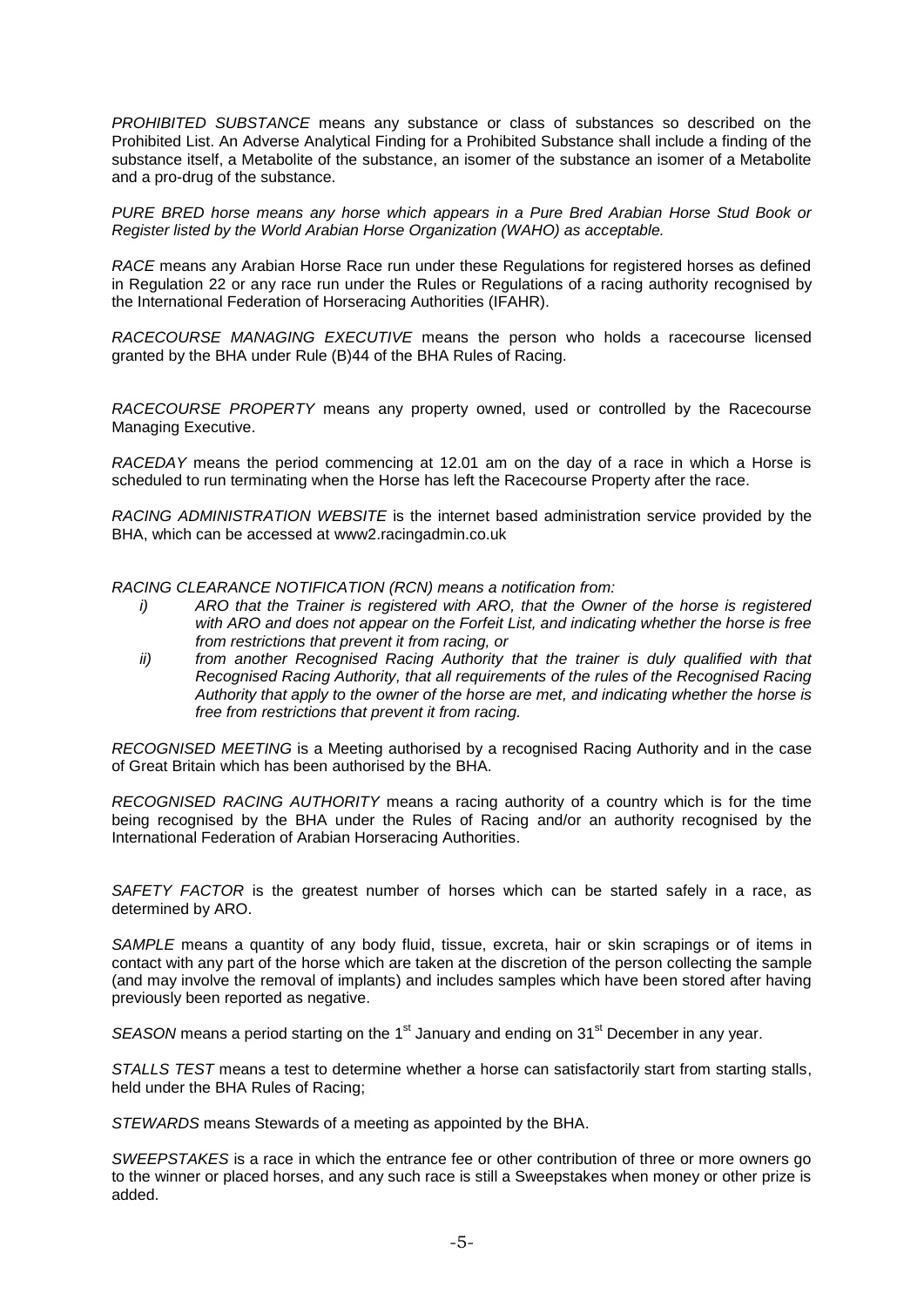*PROHIBITED SUBSTANCE* means any substance or class of substances so described on the Prohibited List. An Adverse Analytical Finding for a Prohibited Substance shall include a finding of the substance itself, a Metabolite of the substance, an isomer of the substance an isomer of a Metabolite and a pro-drug of the substance.

*PURE BRED horse means any horse which appears in a Pure Bred Arabian Horse Stud Book or Register listed by the World Arabian Horse Organization (WAHO) as acceptable.*

*RACE* means any Arabian Horse Race run under these Regulations for registered horses as defined in Regulation 22 or any race run under the Rules or Regulations of a racing authority recognised by the International Federation of Horseracing Authorities (IFAHR).

*RACECOURSE MANAGING EXECUTIVE* means the person who holds a racecourse licensed granted by the BHA under Rule (B)44 of the BHA Rules of Racing.

*RACECOURSE PROPERTY* means any property owned, used or controlled by the Racecourse Managing Executive.

*RACEDAY* means the period commencing at 12.01 am on the day of a race in which a Horse is scheduled to run terminating when the Horse has left the Racecourse Property after the race.

*RACING ADMINISTRATION WEBSITE* is the internet based administration service provided by the BHA, which can be accessed at www2.racingadmin.co.uk

*RACING CLEARANCE NOTIFICATION (RCN) means a notification from:*

- *i) ARO that the Trainer is registered with ARO, that the Owner of the horse is registered with ARO and does not appear on the Forfeit List, and indicating whether the horse is free from restrictions that prevent it from racing, or*
- *ii) from another Recognised Racing Authority that the trainer is duly qualified with that Recognised Racing Authority, that all requirements of the rules of the Recognised Racing Authority that apply to the owner of the horse are met, and indicating whether the horse is free from restrictions that prevent it from racing.*

*RECOGNISED MEETING* is a Meeting authorised by a recognised Racing Authority and in the case of Great Britain which has been authorised by the BHA.

*RECOGNISED RACING AUTHORITY* means a racing authority of a country which is for the time being recognised by the BHA under the Rules of Racing and/or an authority recognised by the International Federation of Arabian Horseracing Authorities.

*SAFETY FACTOR* is the greatest number of horses which can be started safely in a race, as determined by ARO.

*SAMPLE* means a quantity of any body fluid, tissue, excreta, hair or skin scrapings or of items in contact with any part of the horse which are taken at the discretion of the person collecting the sample (and may involve the removal of implants) and includes samples which have been stored after having previously been reported as negative.

*SEASON* means a period starting on the 1st January and ending on 31st December in any year.

*STALLS TEST* means a test to determine whether a horse can satisfactorily start from starting stalls, held under the BHA Rules of Racing;

*STEWARDS* means Stewards of a meeting as appointed by the BHA.

*SWEEPSTAKES* is a race in which the entrance fee or other contribution of three or more owners go to the winner or placed horses, and any such race is still a Sweepstakes when money or other prize is added.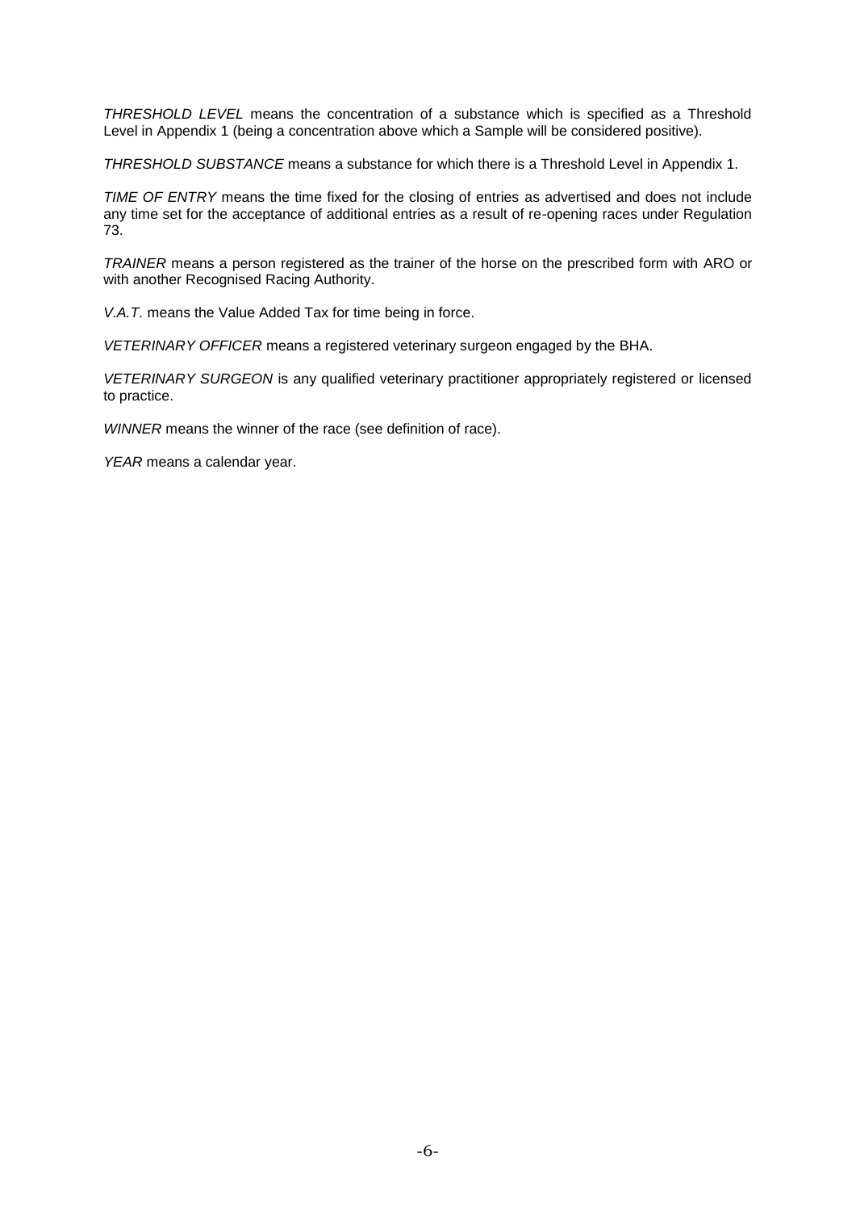*THRESHOLD LEVEL* means the concentration of a substance which is specified as a Threshold Level in Appendix 1 (being a concentration above which a Sample will be considered positive).

*THRESHOLD SUBSTANCE* means a substance for which there is a Threshold Level in Appendix 1.

*TIME OF ENTRY* means the time fixed for the closing of entries as advertised and does not include any time set for the acceptance of additional entries as a result of re-opening races under Regulation 73.

*TRAINER* means a person registered as the trainer of the horse on the prescribed form with ARO or with another Recognised Racing Authority.

*V.A.T.* means the Value Added Tax for time being in force.

*VETERINARY OFFICER* means a registered veterinary surgeon engaged by the BHA.

*VETERINARY SURGEON* is any qualified veterinary practitioner appropriately registered or licensed to practice.

*WINNER* means the winner of the race (see definition of race).

*YEAR* means a calendar year.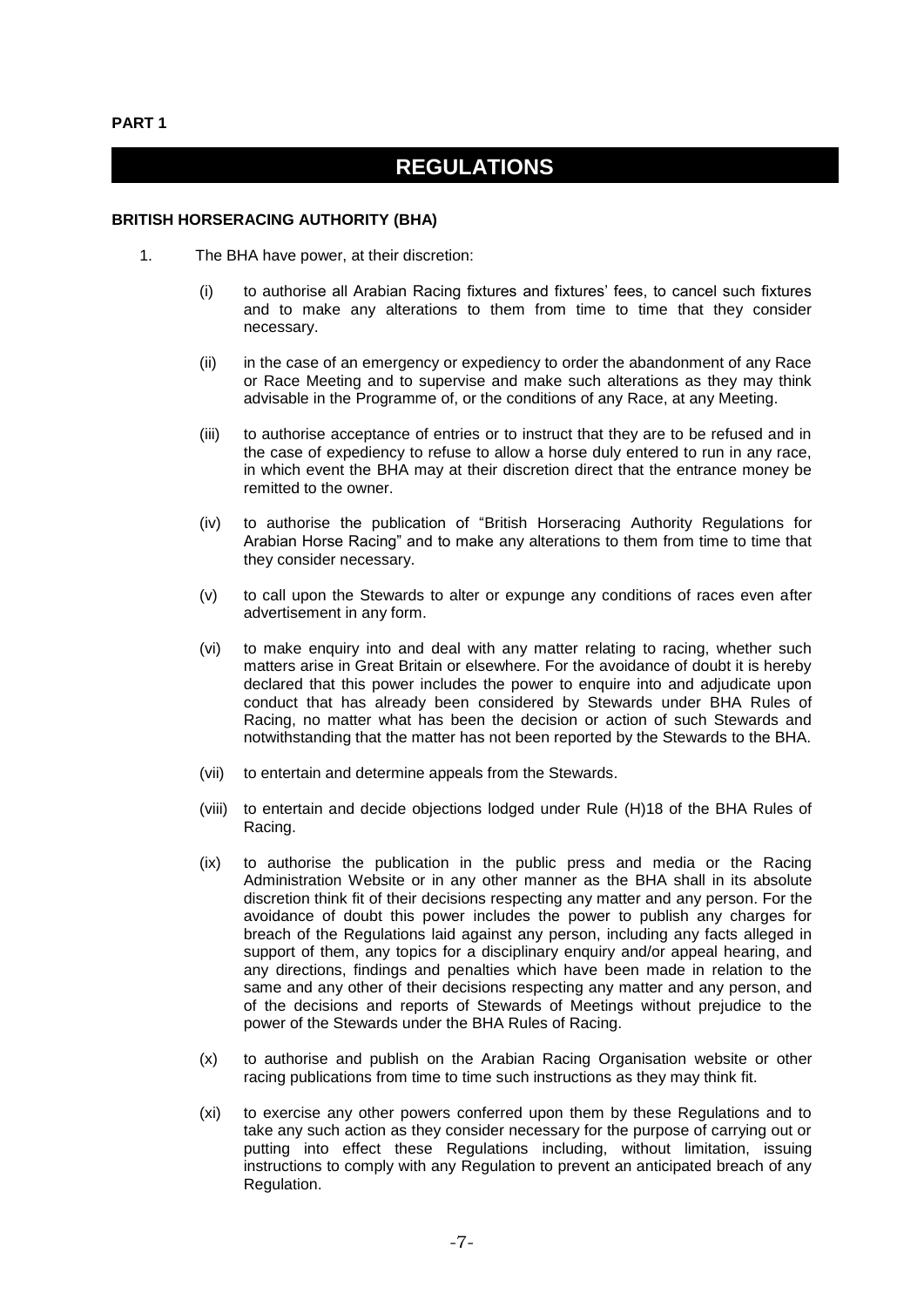**PART 1**

# REGULATIONS

**BRITISH HORSERACING AUTHORITY (BHA)**

1. The BHA have power, at their discretion:

   (i) to authorise all Arabian Racing fixtures and fixtures' fees, to cancel such fixtures and to make any alterations to them from time to time that they consider necessary.

   (ii) in the case of an emergency or expediency to order the abandonment of any Race or Race Meeting and to supervise and make such alterations as they may think advisable in the Programme of, or the conditions of any Race, at any Meeting.

   (iii) to authorise acceptance of entries or to instruct that they are to be refused and in the case of expediency to refuse to allow a horse duly entered to run in any race, in which event the BHA may at their discretion direct that the entrance money be remitted to the owner.

   (iv) to authorise the publication of "British Horseracing Authority Regulations for Arabian Horse Racing" and to make any alterations to them from time to time that they consider necessary.

   (v) to call upon the Stewards to alter or expunge any conditions of races even after advertisement in any form.

   (vi) to make enquiry into and deal with any matter relating to racing, whether such matters arise in Great Britain or elsewhere. For the avoidance of doubt it is hereby declared that this power includes the power to enquire into and adjudicate upon conduct that has already been considered by Stewards under BHA Rules of Racing, no matter what has been the decision or action of such Stewards and notwithstanding that the matter has not been reported by the Stewards to the BHA.

   (vii) to entertain and determine appeals from the Stewards.

   (viii) to entertain and decide objections lodged under Rule (H)18 of the BHA Rules of Racing.

   (ix) to authorise the publication in the public press and media or the Racing Administration Website or in any other manner as the BHA shall in its absolute discretion think fit of their decisions respecting any matter and any person. For the avoidance of doubt this power includes the power to publish any charges for breach of the Regulations laid against any person, including any facts alleged in support of them, any topics for a disciplinary enquiry and/or appeal hearing, and any directions, findings and penalties which have been made in relation to the same and any other of their decisions respecting any matter and any person, and of the decisions and reports of Stewards of Meetings without prejudice to the power of the Stewards under the BHA Rules of Racing.

   (x) to authorise and publish on the Arabian Racing Organisation website or other racing publications from time to time such instructions as they may think fit.

   (xi) to exercise any other powers conferred upon them by these Regulations and to take any such action as they consider necessary for the purpose of carrying out or putting into effect these Regulations including, without limitation, issuing instructions to comply with any Regulation to prevent an anticipated breach of any Regulation.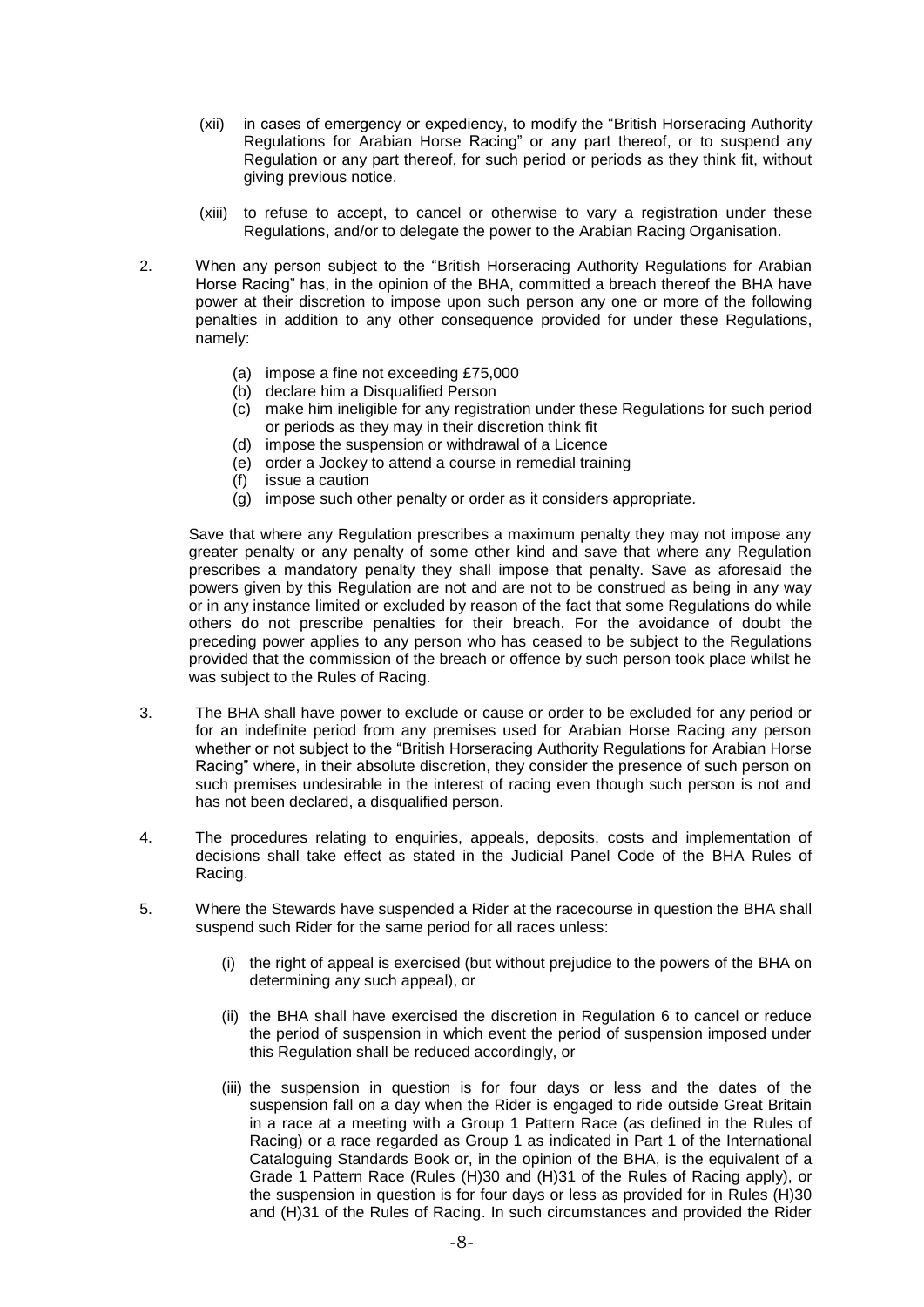(xii) in cases of emergency or expediency, to modify the "British Horseracing Authority Regulations for Arabian Horse Racing" or any part thereof, or to suspend any Regulation or any part thereof, for such period or periods as they think fit, without giving previous notice.

(xiii) to refuse to accept, to cancel or otherwise to vary a registration under these Regulations, and/or to delegate the power to the Arabian Racing Organisation.

2. When any person subject to the "British Horseracing Authority Regulations for Arabian Horse Racing" has, in the opinion of the BHA, committed a breach thereof the BHA have power at their discretion to impose upon such person any one or more of the following penalties in addition to any other consequence provided for under these Regulations, namely:

   (a) impose a fine not exceeding £75,000
   (b) declare him a Disqualified Person
   (c) make him ineligible for any registration under these Regulations for such period or periods as they may in their discretion think fit
   (d) impose the suspension or withdrawal of a Licence
   (e) order a Jockey to attend a course in remedial training
   (f) issue a caution
   (g) impose such other penalty or order as it considers appropriate.

   Save that where any Regulation prescribes a maximum penalty they may not impose any greater penalty or any penalty of some other kind and save that where any Regulation prescribes a mandatory penalty they shall impose that penalty. Save as aforesaid the powers given by this Regulation are not and are not to be construed as being in any way or in any instance limited or excluded by reason of the fact that some Regulations do while others do not prescribe penalties for their breach. For the avoidance of doubt the preceding power applies to any person who has ceased to be subject to the Regulations provided that the commission of the breach or offence by such person took place whilst he was subject to the Rules of Racing.

3. The BHA shall have power to exclude or cause or order to be excluded for any period or for an indefinite period from any premises used for Arabian Horse Racing any person whether or not subject to the "British Horseracing Authority Regulations for Arabian Horse Racing" where, in their absolute discretion, they consider the presence of such person on such premises undesirable in the interest of racing even though such person is not and has not been declared, a disqualified person.

4. The procedures relating to enquiries, appeals, deposits, costs and implementation of decisions shall take effect as stated in the Judicial Panel Code of the BHA Rules of Racing.

5. Where the Stewards have suspended a Rider at the racecourse in question the BHA shall suspend such Rider for the same period for all races unless:

   (i) the right of appeal is exercised (but without prejudice to the powers of the BHA on determining any such appeal), or

   (ii) the BHA shall have exercised the discretion in Regulation 6 to cancel or reduce the period of suspension in which event the period of suspension imposed under this Regulation shall be reduced accordingly, or

   (iii) the suspension in question is for four days or less and the dates of the suspension fall on a day when the Rider is engaged to ride outside Great Britain in a race at a meeting with a Group 1 Pattern Race (as defined in the Rules of Racing) or a race regarded as Group 1 as indicated in Part 1 of the International Cataloguing Standards Book or, in the opinion of the BHA, is the equivalent of a Grade 1 Pattern Race (Rules (H)30 and (H)31 of the Rules of Racing apply), or the suspension in question is for four days or less as provided for in Rules (H)30 and (H)31 of the Rules of Racing. In such circumstances and provided the Rider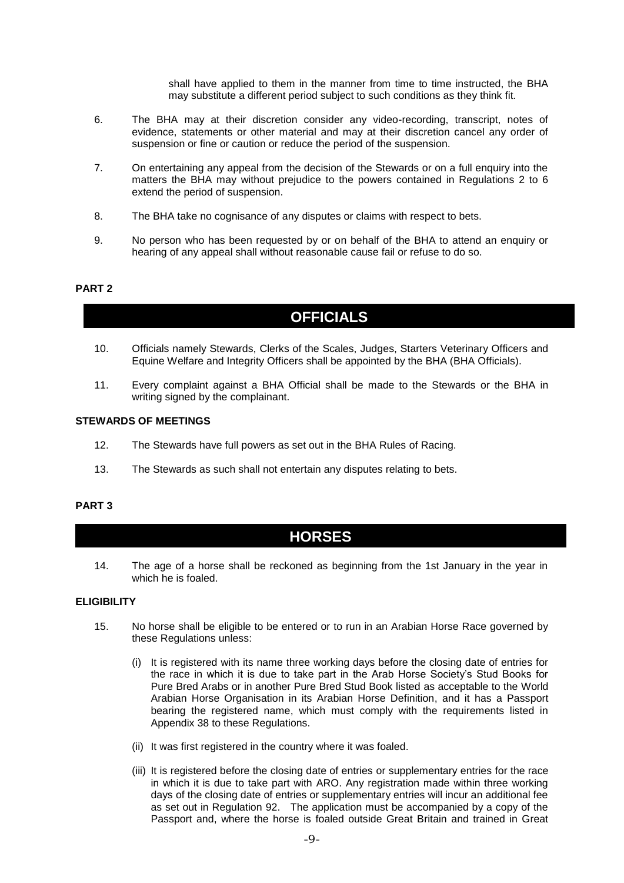shall have applied to them in the manner from time to time instructed, the BHA may substitute a different period subject to such conditions as they think fit.

6. The BHA may at their discretion consider any video-recording, transcript, notes of evidence, statements or other material and may at their discretion cancel any order of suspension or fine or caution or reduce the period of the suspension.

7. On entertaining any appeal from the decision of the Stewards or on a full enquiry into the matters the BHA may without prejudice to the powers contained in Regulations 2 to 6 extend the period of suspension.

8. The BHA take no cognisance of any disputes or claims with respect to bets.

9. No person who has been requested by or on behalf of the BHA to attend an enquiry or hearing of any appeal shall without reasonable cause fail or refuse to do so.

**PART 2**

## OFFICIALS

10. Officials namely Stewards, Clerks of the Scales, Judges, Starters Veterinary Officers and Equine Welfare and Integrity Officers shall be appointed by the BHA (BHA Officials).

11. Every complaint against a BHA Official shall be made to the Stewards or the BHA in writing signed by the complainant.

### STEWARDS OF MEETINGS

12. The Stewards have full powers as set out in the BHA Rules of Racing.

13. The Stewards as such shall not entertain any disputes relating to bets.

**PART 3**

## HORSES

14. The age of a horse shall be reckoned as beginning from the 1st January in the year in which he is foaled.

### ELIGIBILITY

15. No horse shall be eligible to be entered or to run in an Arabian Horse Race governed by these Regulations unless:

    (i) It is registered with its name three working days before the closing date of entries for the race in which it is due to take part in the Arab Horse Society's Stud Books for Pure Bred Arabs or in another Pure Bred Stud Book listed as acceptable to the World Arabian Horse Organisation in its Arabian Horse Definition, and it has a Passport bearing the registered name, which must comply with the requirements listed in Appendix 38 to these Regulations.

    (ii) It was first registered in the country where it was foaled.

    (iii) It is registered before the closing date of entries or supplementary entries for the race in which it is due to take part with ARO. Any registration made within three working days of the closing date of entries or supplementary entries will incur an additional fee as set out in Regulation 92. The application must be accompanied by a copy of the Passport and, where the horse is foaled outside Great Britain and trained in Great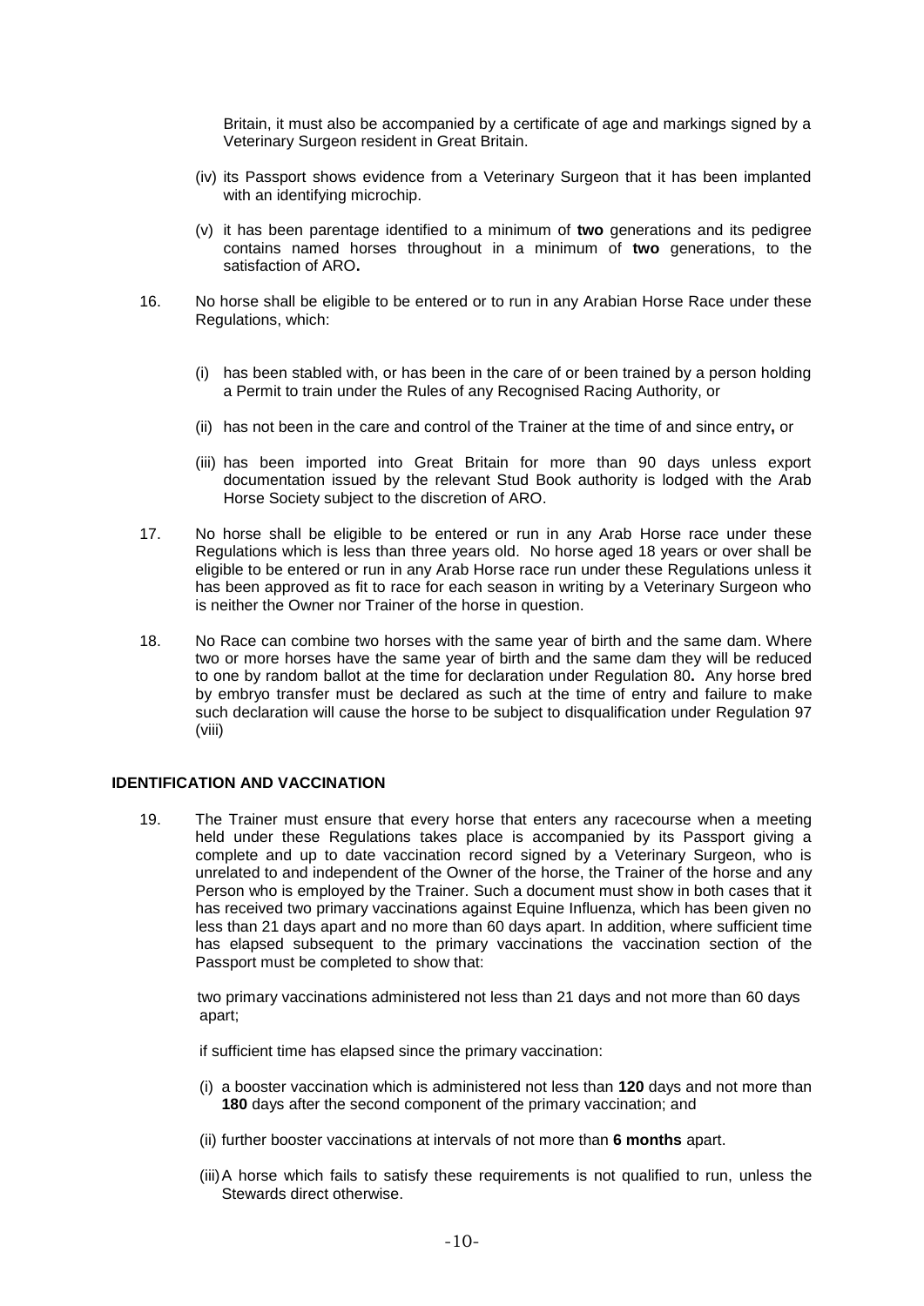Britain, it must also be accompanied by a certificate of age and markings signed by a Veterinary Surgeon resident in Great Britain.

(iv) its Passport shows evidence from a Veterinary Surgeon that it has been implanted with an identifying microchip.

(v) it has been parentage identified to a minimum of **two** generations and its pedigree contains named horses throughout in a minimum of **two** generations, to the satisfaction of ARO**.**

16. No horse shall be eligible to be entered or to run in any Arabian Horse Race under these Regulations, which:

(i) has been stabled with, or has been in the care of or been trained by a person holding a Permit to train under the Rules of any Recognised Racing Authority, or

(ii) has not been in the care and control of the Trainer at the time of and since entry**,** or

(iii) has been imported into Great Britain for more than 90 days unless export documentation issued by the relevant Stud Book authority is lodged with the Arab Horse Society subject to the discretion of ARO.

17. No horse shall be eligible to be entered or run in any Arab Horse race under these Regulations which is less than three years old. No horse aged 18 years or over shall be eligible to be entered or run in any Arab Horse race run under these Regulations unless it has been approved as fit to race for each season in writing by a Veterinary Surgeon who is neither the Owner nor Trainer of the horse in question.

18. No Race can combine two horses with the same year of birth and the same dam. Where two or more horses have the same year of birth and the same dam they will be reduced to one by random ballot at the time for declaration under Regulation 80**.** Any horse bred by embryo transfer must be declared as such at the time of entry and failure to make such declaration will cause the horse to be subject to disqualification under Regulation 97 (viii)

### IDENTIFICATION AND VACCINATION

19. The Trainer must ensure that every horse that enters any racecourse when a meeting held under these Regulations takes place is accompanied by its Passport giving a complete and up to date vaccination record signed by a Veterinary Surgeon, who is unrelated to and independent of the Owner of the horse, the Trainer of the horse and any Person who is employed by the Trainer. Such a document must show in both cases that it has received two primary vaccinations against Equine Influenza, which has been given no less than 21 days apart and no more than 60 days apart. In addition, where sufficient time has elapsed subsequent to the primary vaccinations the vaccination section of the Passport must be completed to show that:

two primary vaccinations administered not less than 21 days and not more than 60 days apart;

if sufficient time has elapsed since the primary vaccination:

(i) a booster vaccination which is administered not less than **120** days and not more than **180** days after the second component of the primary vaccination; and

(ii) further booster vaccinations at intervals of not more than **6 months** apart.

(iii) A horse which fails to satisfy these requirements is not qualified to run, unless the Stewards direct otherwise.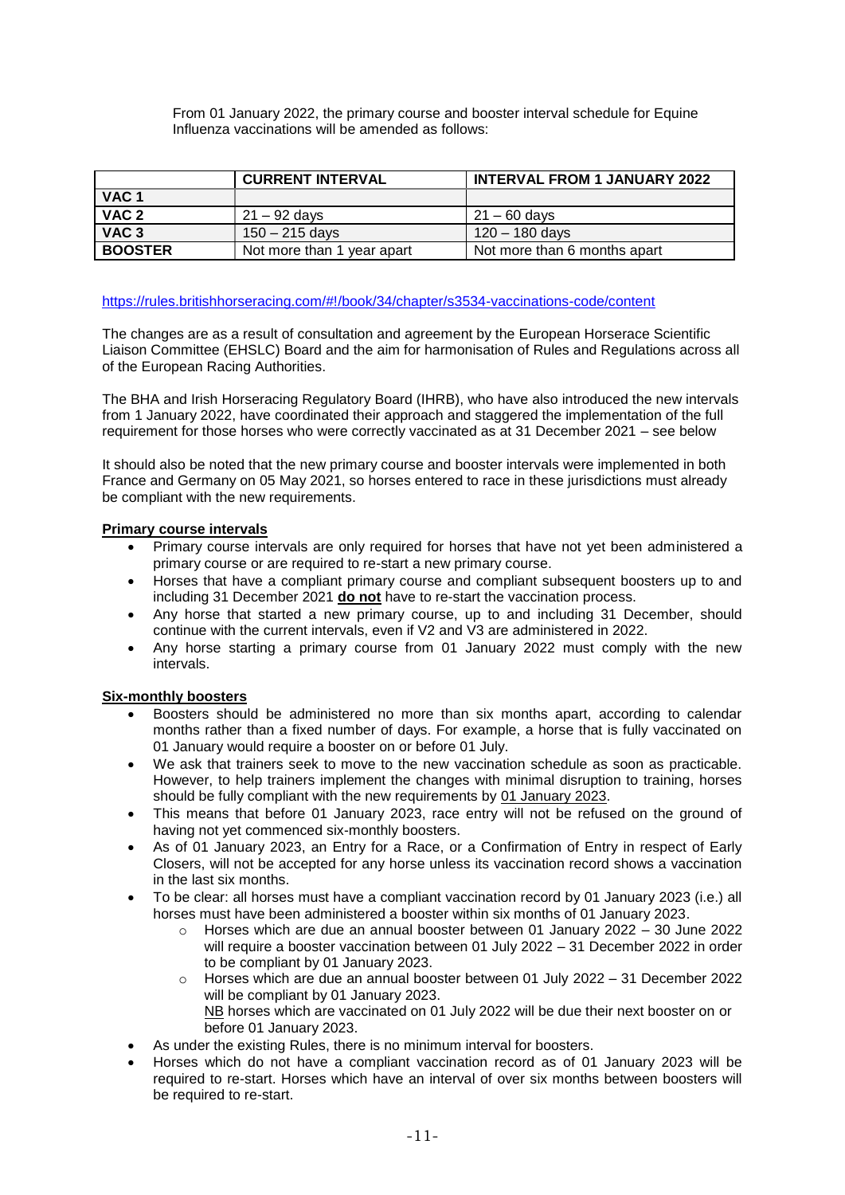From 01 January 2022, the primary course and booster interval schedule for Equine Influenza vaccinations will be amended as follows:

| | CURRENT INTERVAL | INTERVAL FROM 1 JANUARY 2022 |
|---|---|---|
| VAC 1 | | |
| VAC 2 | 21 – 92 days | 21 – 60 days |
| VAC 3 | 150 – 215 days | 120 – 180 days |
| BOOSTER | Not more than 1 year apart | Not more than 6 months apart |

https://rules.britishhorseracing.com/#!/book/34/chapter/s3534-vaccinations-code/content

The changes are as a result of consultation and agreement by the European Horserace Scientific Liaison Committee (EHSLC) Board and the aim for harmonisation of Rules and Regulations across all of the European Racing Authorities.

The BHA and Irish Horseracing Regulatory Board (IHRB), who have also introduced the new intervals from 1 January 2022, have coordinated their approach and staggered the implementation of the full requirement for those horses who were correctly vaccinated as at 31 December 2021 – see below

It should also be noted that the new primary course and booster intervals were implemented in both France and Germany on 05 May 2021, so horses entered to race in these jurisdictions must already be compliant with the new requirements.

**Primary course intervals**

- Primary course intervals are only required for horses that have not yet been administered a primary course or are required to re-start a new primary course.
- Horses that have a compliant primary course and compliant subsequent boosters up to and including 31 December 2021 **do not** have to re-start the vaccination process.
- Any horse that started a new primary course, up to and including 31 December, should continue with the current intervals, even if V2 and V3 are administered in 2022.
- Any horse starting a primary course from 01 January 2022 must comply with the new intervals.

**Six-monthly boosters**

- Boosters should be administered no more than six months apart, according to calendar months rather than a fixed number of days. For example, a horse that is fully vaccinated on 01 January would require a booster on or before 01 July.
- We ask that trainers seek to move to the new vaccination schedule as soon as practicable. However, to help trainers implement the changes with minimal disruption to training, horses should be fully compliant with the new requirements by 01 January 2023.
- This means that before 01 January 2023, race entry will not be refused on the ground of having not yet commenced six-monthly boosters.
- As of 01 January 2023, an Entry for a Race, or a Confirmation of Entry in respect of Early Closers, will not be accepted for any horse unless its vaccination record shows a vaccination in the last six months.
- To be clear: all horses must have a compliant vaccination record by 01 January 2023 (i.e.) all horses must have been administered a booster within six months of 01 January 2023.
  - Horses which are due an annual booster between 01 January 2022 – 30 June 2022 will require a booster vaccination between 01 July 2022 – 31 December 2022 in order to be compliant by 01 January 2023.
  - Horses which are due an annual booster between 01 July 2022 – 31 December 2022 will be compliant by 01 January 2023.
    NB horses which are vaccinated on 01 July 2022 will be due their next booster on or before 01 January 2023.
- As under the existing Rules, there is no minimum interval for boosters.
- Horses which do not have a compliant vaccination record as of 01 January 2023 will be required to re-start. Horses which have an interval of over six months between boosters will be required to re-start.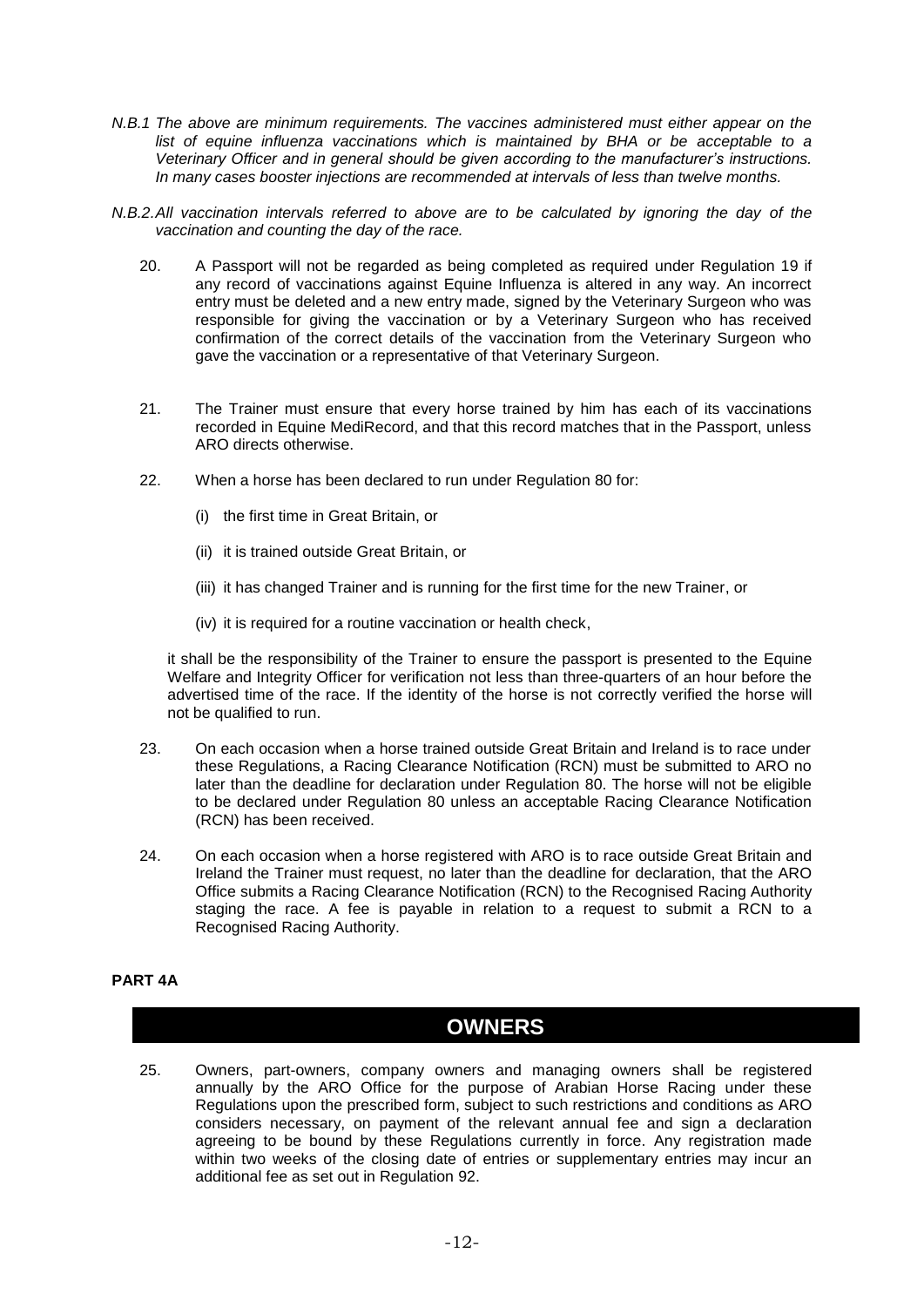*N.B.1 The above are minimum requirements. The vaccines administered must either appear on the list of equine influenza vaccinations which is maintained by BHA or be acceptable to a Veterinary Officer and in general should be given according to the manufacturer's instructions. In many cases booster injections are recommended at intervals of less than twelve months.*

*N.B.2. All vaccination intervals referred to above are to be calculated by ignoring the day of the vaccination and counting the day of the race.*

20. A Passport will not be regarded as being completed as required under Regulation 19 if any record of vaccinations against Equine Influenza is altered in any way. An incorrect entry must be deleted and a new entry made, signed by the Veterinary Surgeon who was responsible for giving the vaccination or by a Veterinary Surgeon who has received confirmation of the correct details of the vaccination from the Veterinary Surgeon who gave the vaccination or a representative of that Veterinary Surgeon.

21. The Trainer must ensure that every horse trained by him has each of its vaccinations recorded in Equine MediRecord, and that this record matches that in the Passport, unless ARO directs otherwise.

22. When a horse has been declared to run under Regulation 80 for:

    (i) the first time in Great Britain, or

    (ii) it is trained outside Great Britain, or

    (iii) it has changed Trainer and is running for the first time for the new Trainer, or

    (iv) it is required for a routine vaccination or health check,

    it shall be the responsibility of the Trainer to ensure the passport is presented to the Equine Welfare and Integrity Officer for verification not less than three-quarters of an hour before the advertised time of the race. If the identity of the horse is not correctly verified the horse will not be qualified to run.

23. On each occasion when a horse trained outside Great Britain and Ireland is to race under these Regulations, a Racing Clearance Notification (RCN) must be submitted to ARO no later than the deadline for declaration under Regulation 80. The horse will not be eligible to be declared under Regulation 80 unless an acceptable Racing Clearance Notification (RCN) has been received.

24. On each occasion when a horse registered with ARO is to race outside Great Britain and Ireland the Trainer must request, no later than the deadline for declaration, that the ARO Office submits a Racing Clearance Notification (RCN) to the Recognised Racing Authority staging the race. A fee is payable in relation to a request to submit a RCN to a Recognised Racing Authority.

**PART 4A**

## OWNERS

25. Owners, part-owners, company owners and managing owners shall be registered annually by the ARO Office for the purpose of Arabian Horse Racing under these Regulations upon the prescribed form, subject to such restrictions and conditions as ARO considers necessary, on payment of the relevant annual fee and sign a declaration agreeing to be bound by these Regulations currently in force. Any registration made within two weeks of the closing date of entries or supplementary entries may incur an additional fee as set out in Regulation 92.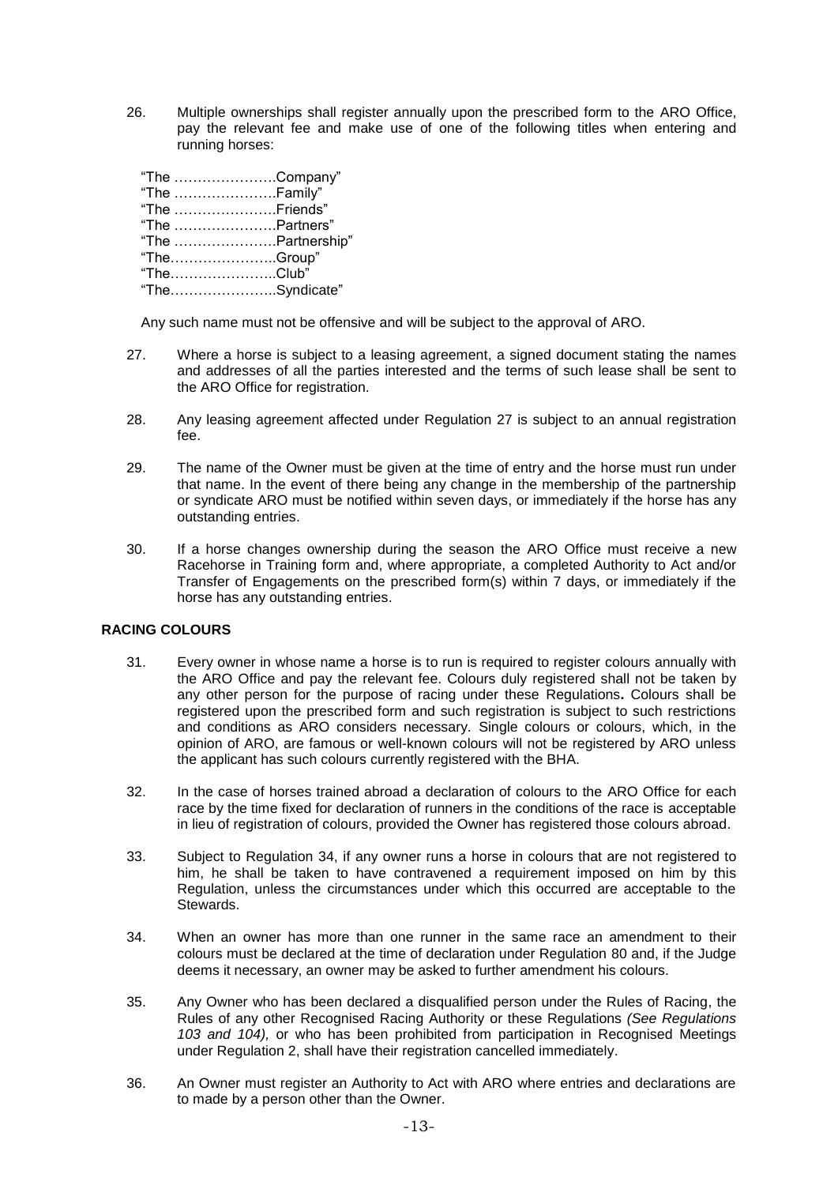26. Multiple ownerships shall register annually upon the prescribed form to the ARO Office, pay the relevant fee and make use of one of the following titles when entering and running horses:

    "The ………………….Company"
    "The ………………….Family"
    "The ………………….Friends"
    "The ………………….Partners"
    "The ………………….Partnership"
    "The…………………..Group"
    "The…………………..Club"
    "The…………………..Syndicate"

    Any such name must not be offensive and will be subject to the approval of ARO.

27. Where a horse is subject to a leasing agreement, a signed document stating the names and addresses of all the parties interested and the terms of such lease shall be sent to the ARO Office for registration.

28. Any leasing agreement affected under Regulation 27 is subject to an annual registration fee.

29. The name of the Owner must be given at the time of entry and the horse must run under that name. In the event of there being any change in the membership of the partnership or syndicate ARO must be notified within seven days, or immediately if the horse has any outstanding entries.

30. If a horse changes ownership during the season the ARO Office must receive a new Racehorse in Training form and, where appropriate, a completed Authority to Act and/or Transfer of Engagements on the prescribed form(s) within 7 days, or immediately if the horse has any outstanding entries.

**RACING COLOURS**

31. Every owner in whose name a horse is to run is required to register colours annually with the ARO Office and pay the relevant fee. Colours duly registered shall not be taken by any other person for the purpose of racing under these Regulations**.** Colours shall be registered upon the prescribed form and such registration is subject to such restrictions and conditions as ARO considers necessary. Single colours or colours, which, in the opinion of ARO, are famous or well-known colours will not be registered by ARO unless the applicant has such colours currently registered with the BHA.

32. In the case of horses trained abroad a declaration of colours to the ARO Office for each race by the time fixed for declaration of runners in the conditions of the race is acceptable in lieu of registration of colours, provided the Owner has registered those colours abroad.

33. Subject to Regulation 34, if any owner runs a horse in colours that are not registered to him, he shall be taken to have contravened a requirement imposed on him by this Regulation, unless the circumstances under which this occurred are acceptable to the Stewards.

34. When an owner has more than one runner in the same race an amendment to their colours must be declared at the time of declaration under Regulation 80 and, if the Judge deems it necessary, an owner may be asked to further amendment his colours.

35. Any Owner who has been declared a disqualified person under the Rules of Racing, the Rules of any other Recognised Racing Authority or these Regulations *(See Regulations 103 and 104),* or who has been prohibited from participation in Recognised Meetings under Regulation 2, shall have their registration cancelled immediately.

36. An Owner must register an Authority to Act with ARO where entries and declarations are to made by a person other than the Owner.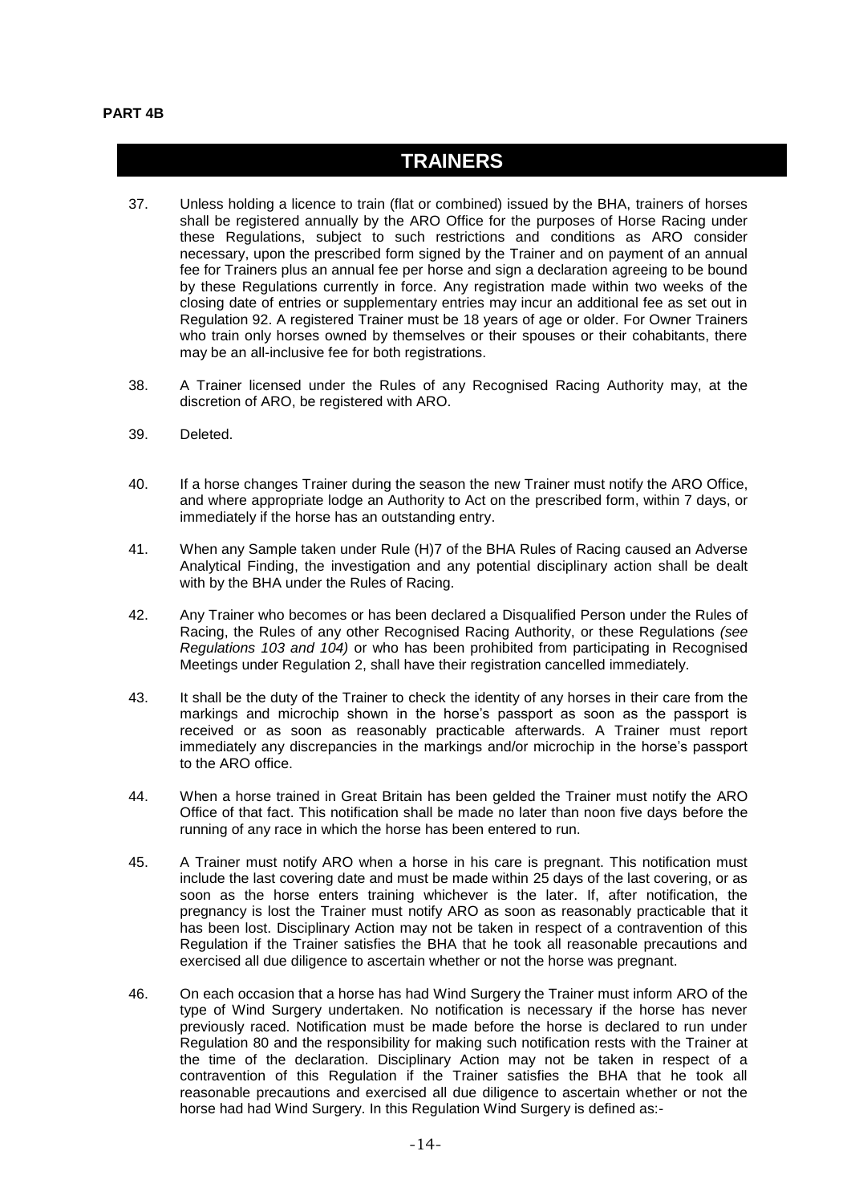**PART 4B**

# TRAINERS

37. Unless holding a licence to train (flat or combined) issued by the BHA, trainers of horses shall be registered annually by the ARO Office for the purposes of Horse Racing under these Regulations, subject to such restrictions and conditions as ARO consider necessary, upon the prescribed form signed by the Trainer and on payment of an annual fee for Trainers plus an annual fee per horse and sign a declaration agreeing to be bound by these Regulations currently in force. Any registration made within two weeks of the closing date of entries or supplementary entries may incur an additional fee as set out in Regulation 92. A registered Trainer must be 18 years of age or older. For Owner Trainers who train only horses owned by themselves or their spouses or their cohabitants, there may be an all-inclusive fee for both registrations.

38. A Trainer licensed under the Rules of any Recognised Racing Authority may, at the discretion of ARO, be registered with ARO.

39. Deleted.

40. If a horse changes Trainer during the season the new Trainer must notify the ARO Office, and where appropriate lodge an Authority to Act on the prescribed form, within 7 days, or immediately if the horse has an outstanding entry.

41. When any Sample taken under Rule (H)7 of the BHA Rules of Racing caused an Adverse Analytical Finding, the investigation and any potential disciplinary action shall be dealt with by the BHA under the Rules of Racing.

42. Any Trainer who becomes or has been declared a Disqualified Person under the Rules of Racing, the Rules of any other Recognised Racing Authority, or these Regulations *(see Regulations 103 and 104)* or who has been prohibited from participating in Recognised Meetings under Regulation 2, shall have their registration cancelled immediately.

43. It shall be the duty of the Trainer to check the identity of any horses in their care from the markings and microchip shown in the horse's passport as soon as the passport is received or as soon as reasonably practicable afterwards. A Trainer must report immediately any discrepancies in the markings and/or microchip in the horse's passport to the ARO office.

44. When a horse trained in Great Britain has been gelded the Trainer must notify the ARO Office of that fact. This notification shall be made no later than noon five days before the running of any race in which the horse has been entered to run.

45. A Trainer must notify ARO when a horse in his care is pregnant. This notification must include the last covering date and must be made within 25 days of the last covering, or as soon as the horse enters training whichever is the later. If, after notification, the pregnancy is lost the Trainer must notify ARO as soon as reasonably practicable that it has been lost. Disciplinary Action may not be taken in respect of a contravention of this Regulation if the Trainer satisfies the BHA that he took all reasonable precautions and exercised all due diligence to ascertain whether or not the horse was pregnant.

46. On each occasion that a horse has had Wind Surgery the Trainer must inform ARO of the type of Wind Surgery undertaken. No notification is necessary if the horse has never previously raced. Notification must be made before the horse is declared to run under Regulation 80 and the responsibility for making such notification rests with the Trainer at the time of the declaration. Disciplinary Action may not be taken in respect of a contravention of this Regulation if the Trainer satisfies the BHA that he took all reasonable precautions and exercised all due diligence to ascertain whether or not the horse had had Wind Surgery. In this Regulation Wind Surgery is defined as:-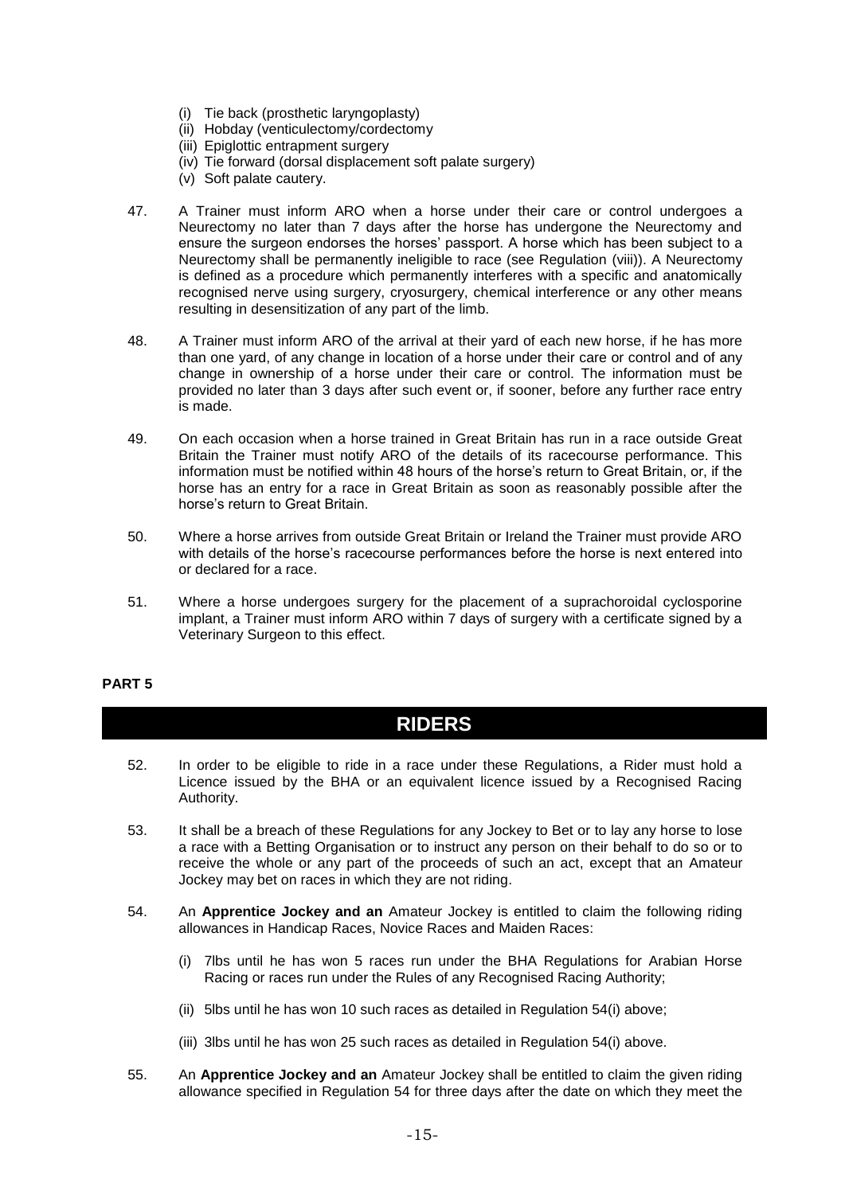- (i) Tie back (prosthetic laryngoplasty)
- (ii) Hobday (venticulectomy/cordectomy
- (iii) Epiglottic entrapment surgery
- (iv) Tie forward (dorsal displacement soft palate surgery)
- (v) Soft palate cautery.

47. A Trainer must inform ARO when a horse under their care or control undergoes a Neurectomy no later than 7 days after the horse has undergone the Neurectomy and ensure the surgeon endorses the horses' passport. A horse which has been subject to a Neurectomy shall be permanently ineligible to race (see Regulation (viii)). A Neurectomy is defined as a procedure which permanently interferes with a specific and anatomically recognised nerve using surgery, cryosurgery, chemical interference or any other means resulting in desensitization of any part of the limb.

48. A Trainer must inform ARO of the arrival at their yard of each new horse, if he has more than one yard, of any change in location of a horse under their care or control and of any change in ownership of a horse under their care or control. The information must be provided no later than 3 days after such event or, if sooner, before any further race entry is made.

49. On each occasion when a horse trained in Great Britain has run in a race outside Great Britain the Trainer must notify ARO of the details of its racecourse performance. This information must be notified within 48 hours of the horse's return to Great Britain, or, if the horse has an entry for a race in Great Britain as soon as reasonably possible after the horse's return to Great Britain.

50. Where a horse arrives from outside Great Britain or Ireland the Trainer must provide ARO with details of the horse's racecourse performances before the horse is next entered into or declared for a race.

51. Where a horse undergoes surgery for the placement of a suprachoroidal cyclosporine implant, a Trainer must inform ARO within 7 days of surgery with a certificate signed by a Veterinary Surgeon to this effect.

**PART 5**

## RIDERS

52. In order to be eligible to ride in a race under these Regulations, a Rider must hold a Licence issued by the BHA or an equivalent licence issued by a Recognised Racing Authority.

53. It shall be a breach of these Regulations for any Jockey to Bet or to lay any horse to lose a race with a Betting Organisation or to instruct any person on their behalf to do so or to receive the whole or any part of the proceeds of such an act, except that an Amateur Jockey may bet on races in which they are not riding.

54. An **Apprentice Jockey and an** Amateur Jockey is entitled to claim the following riding allowances in Handicap Races, Novice Races and Maiden Races:

    (i) 7lbs until he has won 5 races run under the BHA Regulations for Arabian Horse Racing or races run under the Rules of any Recognised Racing Authority;

    (ii) 5lbs until he has won 10 such races as detailed in Regulation 54(i) above;

    (iii) 3lbs until he has won 25 such races as detailed in Regulation 54(i) above.

55. An **Apprentice Jockey and an** Amateur Jockey shall be entitled to claim the given riding allowance specified in Regulation 54 for three days after the date on which they meet the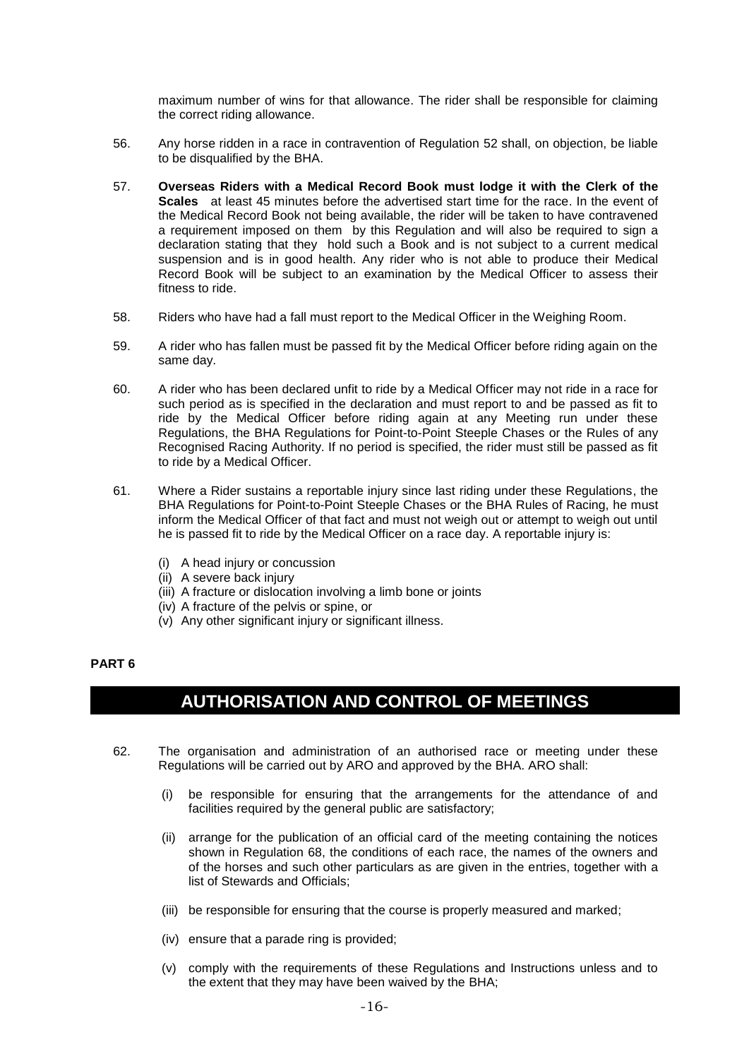maximum number of wins for that allowance. The rider shall be responsible for claiming the correct riding allowance.

56. Any horse ridden in a race in contravention of Regulation 52 shall, on objection, be liable to be disqualified by the BHA.

57. **Overseas Riders with a Medical Record Book must lodge it with the Clerk of the Scales** at least 45 minutes before the advertised start time for the race. In the event of the Medical Record Book not being available, the rider will be taken to have contravened a requirement imposed on them by this Regulation and will also be required to sign a declaration stating that they hold such a Book and is not subject to a current medical suspension and is in good health. Any rider who is not able to produce their Medical Record Book will be subject to an examination by the Medical Officer to assess their fitness to ride.

58. Riders who have had a fall must report to the Medical Officer in the Weighing Room.

59. A rider who has fallen must be passed fit by the Medical Officer before riding again on the same day.

60. A rider who has been declared unfit to ride by a Medical Officer may not ride in a race for such period as is specified in the declaration and must report to and be passed as fit to ride by the Medical Officer before riding again at any Meeting run under these Regulations, the BHA Regulations for Point-to-Point Steeple Chases or the Rules of any Recognised Racing Authority. If no period is specified, the rider must still be passed as fit to ride by a Medical Officer.

61. Where a Rider sustains a reportable injury since last riding under these Regulations, the BHA Regulations for Point-to-Point Steeple Chases or the BHA Rules of Racing, he must inform the Medical Officer of that fact and must not weigh out or attempt to weigh out until he is passed fit to ride by the Medical Officer on a race day. A reportable injury is:

    (i) A head injury or concussion
    (ii) A severe back injury
    (iii) A fracture or dislocation involving a limb bone or joints
    (iv) A fracture of the pelvis or spine, or
    (v) Any other significant injury or significant illness.

**PART 6**

## AUTHORISATION AND CONTROL OF MEETINGS

62. The organisation and administration of an authorised race or meeting under these Regulations will be carried out by ARO and approved by the BHA. ARO shall:

    (i) be responsible for ensuring that the arrangements for the attendance of and facilities required by the general public are satisfactory;

    (ii) arrange for the publication of an official card of the meeting containing the notices shown in Regulation 68, the conditions of each race, the names of the owners and of the horses and such other particulars as are given in the entries, together with a list of Stewards and Officials;

    (iii) be responsible for ensuring that the course is properly measured and marked;

    (iv) ensure that a parade ring is provided;

    (v) comply with the requirements of these Regulations and Instructions unless and to the extent that they may have been waived by the BHA;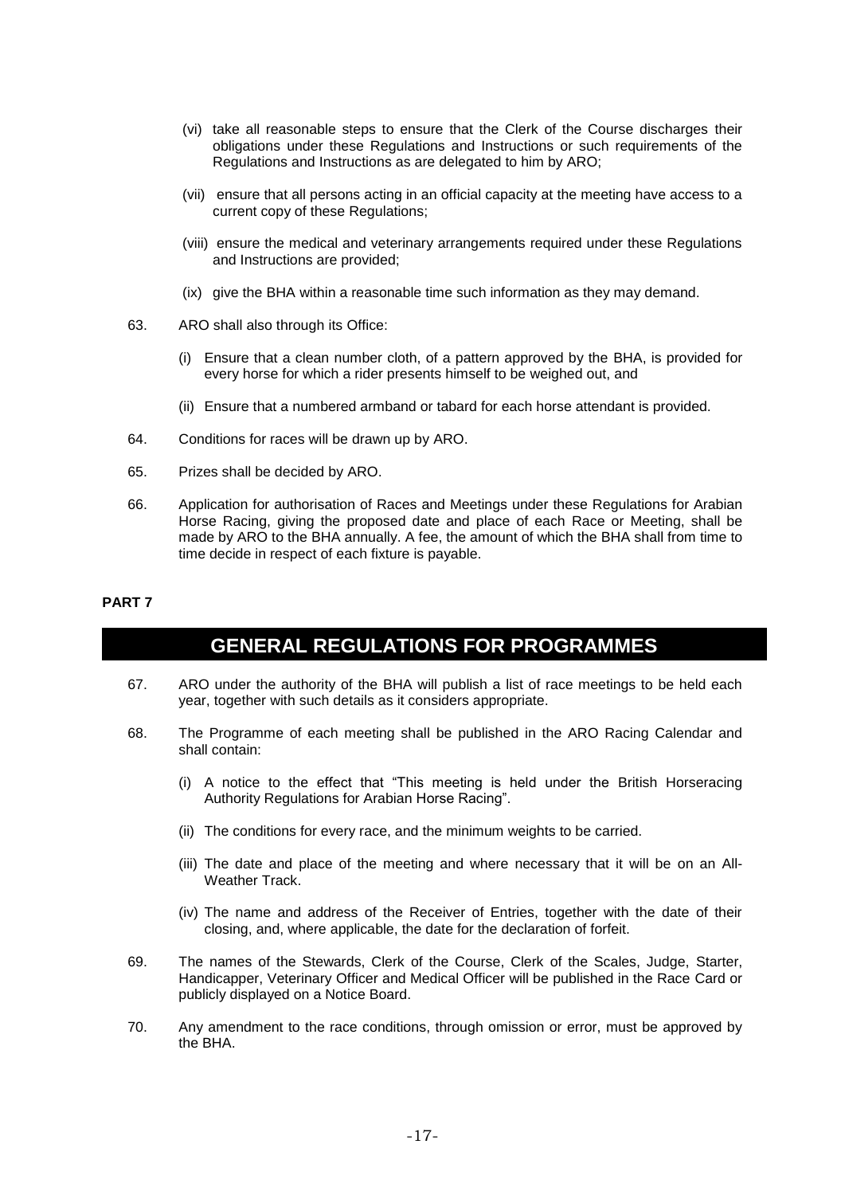(vi) take all reasonable steps to ensure that the Clerk of the Course discharges their obligations under these Regulations and Instructions or such requirements of the Regulations and Instructions as are delegated to him by ARO;

(vii) ensure that all persons acting in an official capacity at the meeting have access to a current copy of these Regulations;

(viii) ensure the medical and veterinary arrangements required under these Regulations and Instructions are provided;

(ix) give the BHA within a reasonable time such information as they may demand.

63. ARO shall also through its Office:

    (i) Ensure that a clean number cloth, of a pattern approved by the BHA, is provided for every horse for which a rider presents himself to be weighed out, and

    (ii) Ensure that a numbered armband or tabard for each horse attendant is provided.

64. Conditions for races will be drawn up by ARO.

65. Prizes shall be decided by ARO.

66. Application for authorisation of Races and Meetings under these Regulations for Arabian Horse Racing, giving the proposed date and place of each Race or Meeting, shall be made by ARO to the BHA annually. A fee, the amount of which the BHA shall from time to time decide in respect of each fixture is payable.

**PART 7**

## GENERAL REGULATIONS FOR PROGRAMMES

67. ARO under the authority of the BHA will publish a list of race meetings to be held each year, together with such details as it considers appropriate.

68. The Programme of each meeting shall be published in the ARO Racing Calendar and shall contain:

    (i) A notice to the effect that "This meeting is held under the British Horseracing Authority Regulations for Arabian Horse Racing".

    (ii) The conditions for every race, and the minimum weights to be carried.

    (iii) The date and place of the meeting and where necessary that it will be on an All-Weather Track.

    (iv) The name and address of the Receiver of Entries, together with the date of their closing, and, where applicable, the date for the declaration of forfeit.

69. The names of the Stewards, Clerk of the Course, Clerk of the Scales, Judge, Starter, Handicapper, Veterinary Officer and Medical Officer will be published in the Race Card or publicly displayed on a Notice Board.

70. Any amendment to the race conditions, through omission or error, must be approved by the BHA.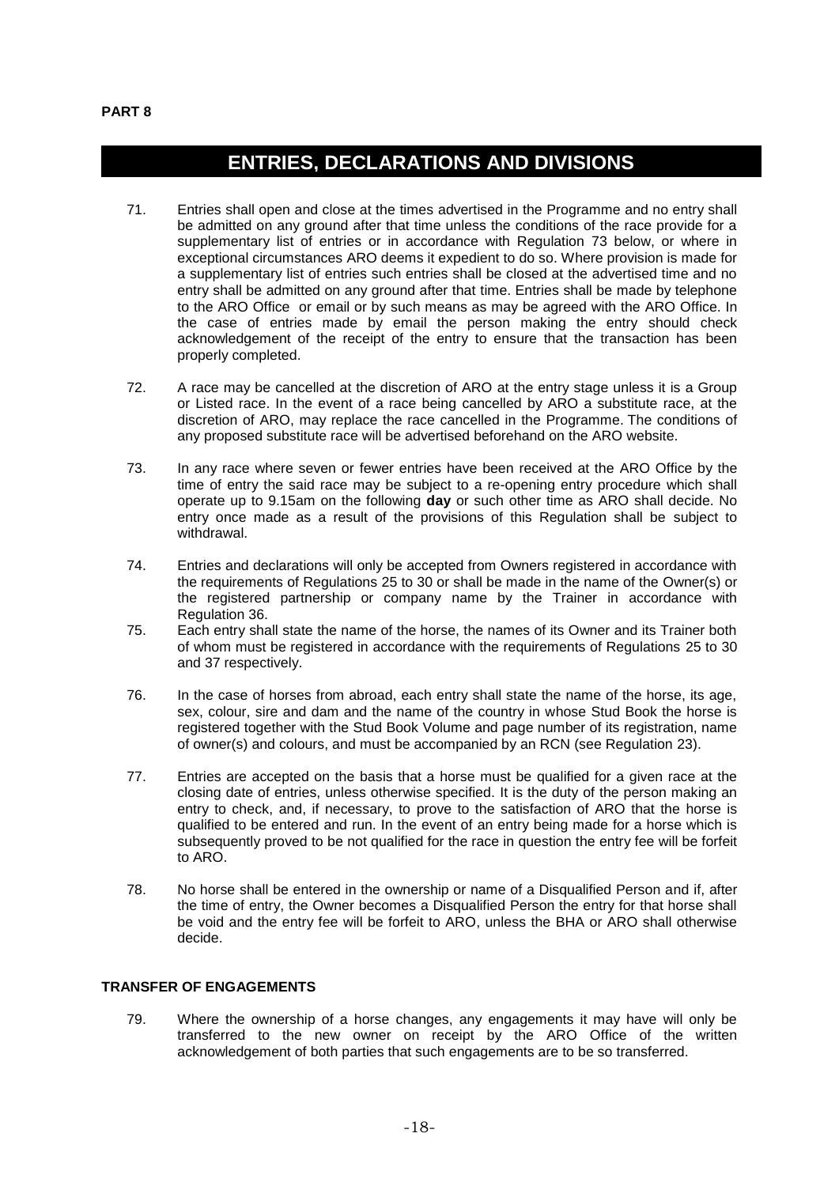**PART 8**

# ENTRIES, DECLARATIONS AND DIVISIONS

71. Entries shall open and close at the times advertised in the Programme and no entry shall be admitted on any ground after that time unless the conditions of the race provide for a supplementary list of entries or in accordance with Regulation 73 below, or where in exceptional circumstances ARO deems it expedient to do so. Where provision is made for a supplementary list of entries such entries shall be closed at the advertised time and no entry shall be admitted on any ground after that time. Entries shall be made by telephone to the ARO Office or email or by such means as may be agreed with the ARO Office. In the case of entries made by email the person making the entry should check acknowledgement of the receipt of the entry to ensure that the transaction has been properly completed.

72. A race may be cancelled at the discretion of ARO at the entry stage unless it is a Group or Listed race. In the event of a race being cancelled by ARO a substitute race, at the discretion of ARO, may replace the race cancelled in the Programme. The conditions of any proposed substitute race will be advertised beforehand on the ARO website.

73. In any race where seven or fewer entries have been received at the ARO Office by the time of entry the said race may be subject to a re-opening entry procedure which shall operate up to 9.15am on the following **day** or such other time as ARO shall decide. No entry once made as a result of the provisions of this Regulation shall be subject to withdrawal.

74. Entries and declarations will only be accepted from Owners registered in accordance with the requirements of Regulations 25 to 30 or shall be made in the name of the Owner(s) or the registered partnership or company name by the Trainer in accordance with Regulation 36.

75. Each entry shall state the name of the horse, the names of its Owner and its Trainer both of whom must be registered in accordance with the requirements of Regulations 25 to 30 and 37 respectively.

76. In the case of horses from abroad, each entry shall state the name of the horse, its age, sex, colour, sire and dam and the name of the country in whose Stud Book the horse is registered together with the Stud Book Volume and page number of its registration, name of owner(s) and colours, and must be accompanied by an RCN (see Regulation 23).

77. Entries are accepted on the basis that a horse must be qualified for a given race at the closing date of entries, unless otherwise specified. It is the duty of the person making an entry to check, and, if necessary, to prove to the satisfaction of ARO that the horse is qualified to be entered and run. In the event of an entry being made for a horse which is subsequently proved to be not qualified for the race in question the entry fee will be forfeit to ARO.

78. No horse shall be entered in the ownership or name of a Disqualified Person and if, after the time of entry, the Owner becomes a Disqualified Person the entry for that horse shall be void and the entry fee will be forfeit to ARO, unless the BHA or ARO shall otherwise decide.

### TRANSFER OF ENGAGEMENTS

79. Where the ownership of a horse changes, any engagements it may have will only be transferred to the new owner on receipt by the ARO Office of the written acknowledgement of both parties that such engagements are to be so transferred.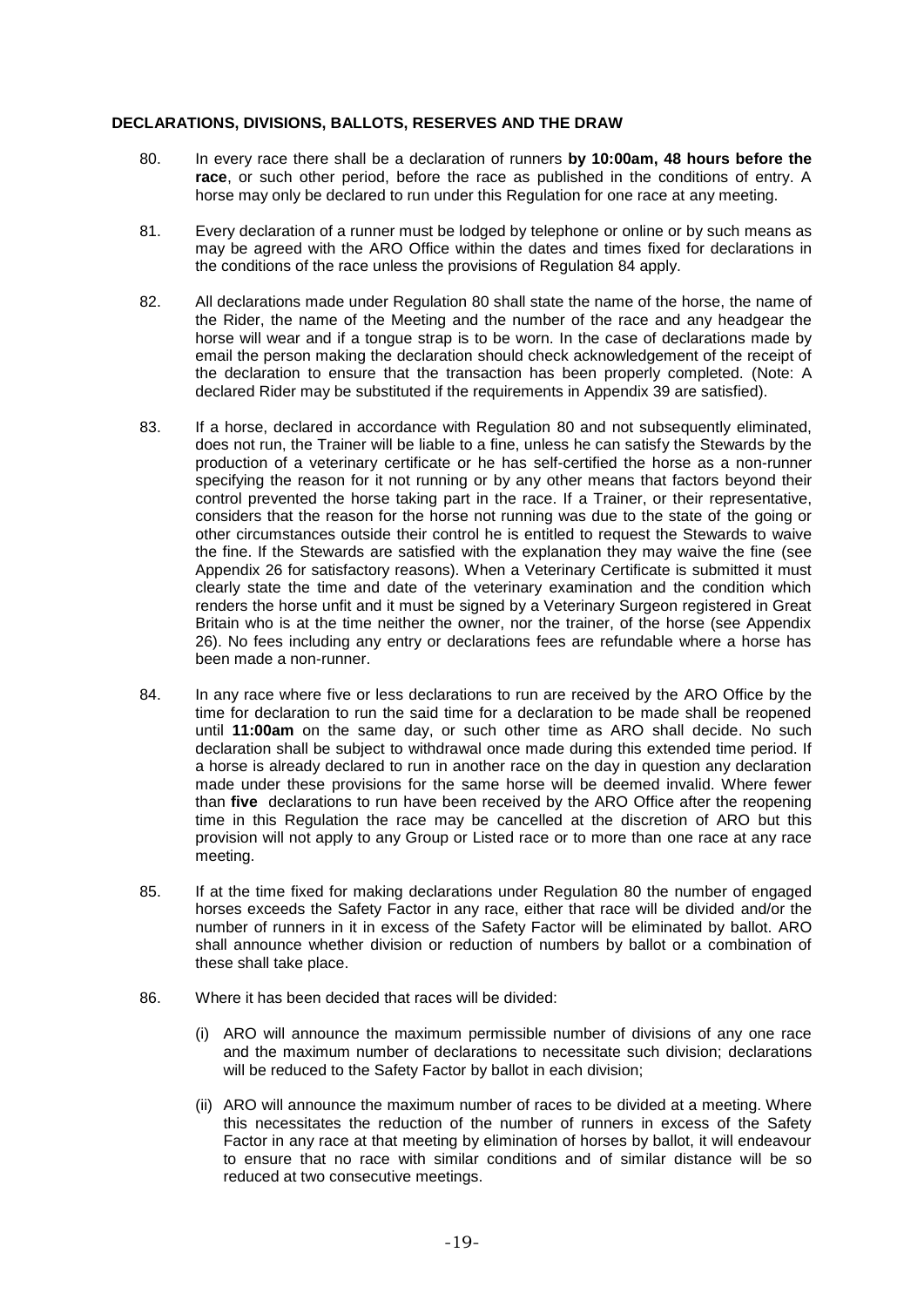**DECLARATIONS, DIVISIONS, BALLOTS, RESERVES AND THE DRAW**

80. In every race there shall be a declaration of runners **by 10:00am, 48 hours before the race**, or such other period, before the race as published in the conditions of entry. A horse may only be declared to run under this Regulation for one race at any meeting.

81. Every declaration of a runner must be lodged by telephone or online or by such means as may be agreed with the ARO Office within the dates and times fixed for declarations in the conditions of the race unless the provisions of Regulation 84 apply.

82. All declarations made under Regulation 80 shall state the name of the horse, the name of the Rider, the name of the Meeting and the number of the race and any headgear the horse will wear and if a tongue strap is to be worn. In the case of declarations made by email the person making the declaration should check acknowledgement of the receipt of the declaration to ensure that the transaction has been properly completed. (Note: A declared Rider may be substituted if the requirements in Appendix 39 are satisfied).

83. If a horse, declared in accordance with Regulation 80 and not subsequently eliminated, does not run, the Trainer will be liable to a fine, unless he can satisfy the Stewards by the production of a veterinary certificate or he has self-certified the horse as a non-runner specifying the reason for it not running or by any other means that factors beyond their control prevented the horse taking part in the race. If a Trainer, or their representative, considers that the reason for the horse not running was due to the state of the going or other circumstances outside their control he is entitled to request the Stewards to waive the fine. If the Stewards are satisfied with the explanation they may waive the fine (see Appendix 26 for satisfactory reasons). When a Veterinary Certificate is submitted it must clearly state the time and date of the veterinary examination and the condition which renders the horse unfit and it must be signed by a Veterinary Surgeon registered in Great Britain who is at the time neither the owner, nor the trainer, of the horse (see Appendix 26). No fees including any entry or declarations fees are refundable where a horse has been made a non-runner.

84. In any race where five or less declarations to run are received by the ARO Office by the time for declaration to run the said time for a declaration to be made shall be reopened until **11:00am** on the same day, or such other time as ARO shall decide. No such declaration shall be subject to withdrawal once made during this extended time period. If a horse is already declared to run in another race on the day in question any declaration made under these provisions for the same horse will be deemed invalid. Where fewer than **five** declarations to run have been received by the ARO Office after the reopening time in this Regulation the race may be cancelled at the discretion of ARO but this provision will not apply to any Group or Listed race or to more than one race at any race meeting.

85. If at the time fixed for making declarations under Regulation 80 the number of engaged horses exceeds the Safety Factor in any race, either that race will be divided and/or the number of runners in it in excess of the Safety Factor will be eliminated by ballot. ARO shall announce whether division or reduction of numbers by ballot or a combination of these shall take place.

86. Where it has been decided that races will be divided:

    (i) ARO will announce the maximum permissible number of divisions of any one race and the maximum number of declarations to necessitate such division; declarations will be reduced to the Safety Factor by ballot in each division;

    (ii) ARO will announce the maximum number of races to be divided at a meeting. Where this necessitates the reduction of the number of runners in excess of the Safety Factor in any race at that meeting by elimination of horses by ballot, it will endeavour to ensure that no race with similar conditions and of similar distance will be so reduced at two consecutive meetings.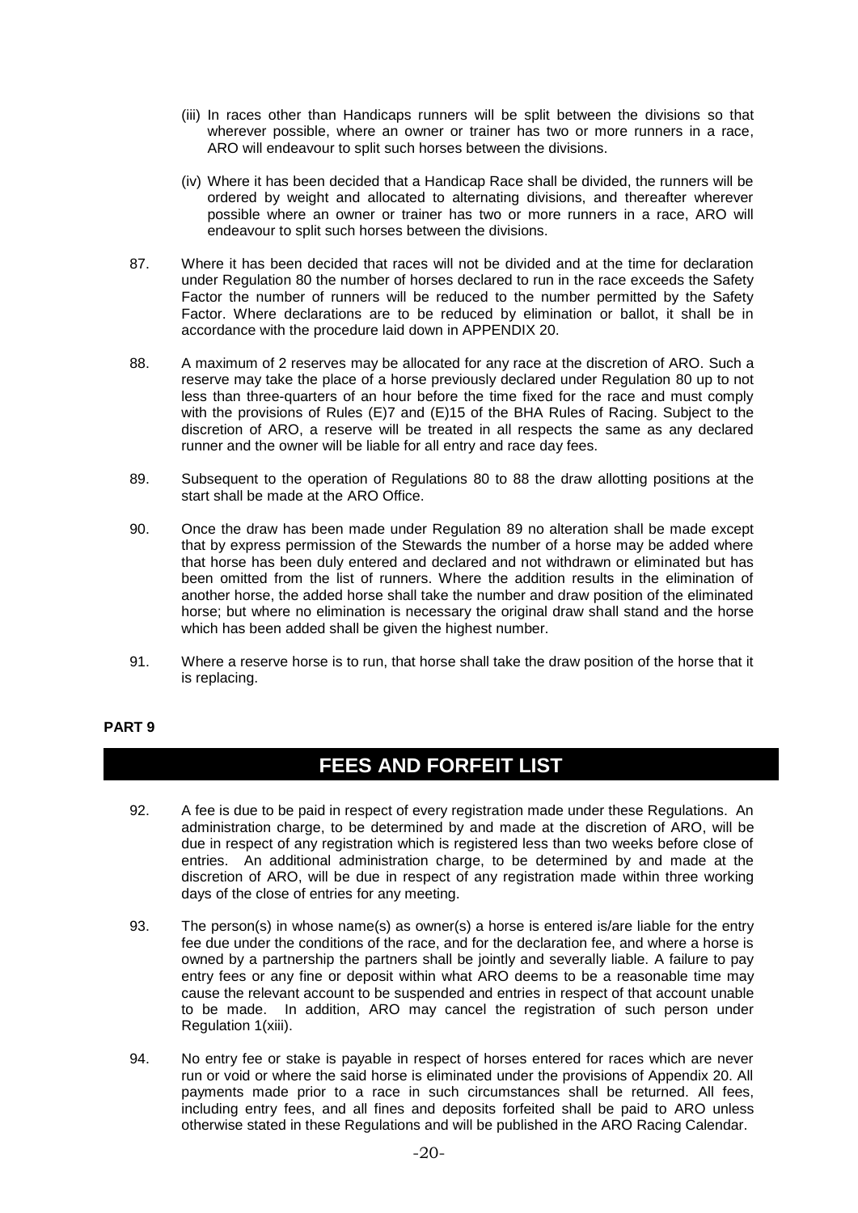(iii) In races other than Handicaps runners will be split between the divisions so that wherever possible, where an owner or trainer has two or more runners in a race, ARO will endeavour to split such horses between the divisions.

(iv) Where it has been decided that a Handicap Race shall be divided, the runners will be ordered by weight and allocated to alternating divisions, and thereafter wherever possible where an owner or trainer has two or more runners in a race, ARO will endeavour to split such horses between the divisions.

87. Where it has been decided that races will not be divided and at the time for declaration under Regulation 80 the number of horses declared to run in the race exceeds the Safety Factor the number of runners will be reduced to the number permitted by the Safety Factor. Where declarations are to be reduced by elimination or ballot, it shall be in accordance with the procedure laid down in APPENDIX 20.

88. A maximum of 2 reserves may be allocated for any race at the discretion of ARO. Such a reserve may take the place of a horse previously declared under Regulation 80 up to not less than three-quarters of an hour before the time fixed for the race and must comply with the provisions of Rules (E)7 and (E)15 of the BHA Rules of Racing. Subject to the discretion of ARO, a reserve will be treated in all respects the same as any declared runner and the owner will be liable for all entry and race day fees.

89. Subsequent to the operation of Regulations 80 to 88 the draw allotting positions at the start shall be made at the ARO Office.

90. Once the draw has been made under Regulation 89 no alteration shall be made except that by express permission of the Stewards the number of a horse may be added where that horse has been duly entered and declared and not withdrawn or eliminated but has been omitted from the list of runners. Where the addition results in the elimination of another horse, the added horse shall take the number and draw position of the eliminated horse; but where no elimination is necessary the original draw shall stand and the horse which has been added shall be given the highest number.

91. Where a reserve horse is to run, that horse shall take the draw position of the horse that it is replacing.

**PART 9**

## FEES AND FORFEIT LIST

92. A fee is due to be paid in respect of every registration made under these Regulations. An administration charge, to be determined by and made at the discretion of ARO, will be due in respect of any registration which is registered less than two weeks before close of entries. An additional administration charge, to be determined by and made at the discretion of ARO, will be due in respect of any registration made within three working days of the close of entries for any meeting.

93. The person(s) in whose name(s) as owner(s) a horse is entered is/are liable for the entry fee due under the conditions of the race, and for the declaration fee, and where a horse is owned by a partnership the partners shall be jointly and severally liable. A failure to pay entry fees or any fine or deposit within what ARO deems to be a reasonable time may cause the relevant account to be suspended and entries in respect of that account unable to be made. In addition, ARO may cancel the registration of such person under Regulation 1(xiii).

94. No entry fee or stake is payable in respect of horses entered for races which are never run or void or where the said horse is eliminated under the provisions of Appendix 20. All payments made prior to a race in such circumstances shall be returned. All fees, including entry fees, and all fines and deposits forfeited shall be paid to ARO unless otherwise stated in these Regulations and will be published in the ARO Racing Calendar.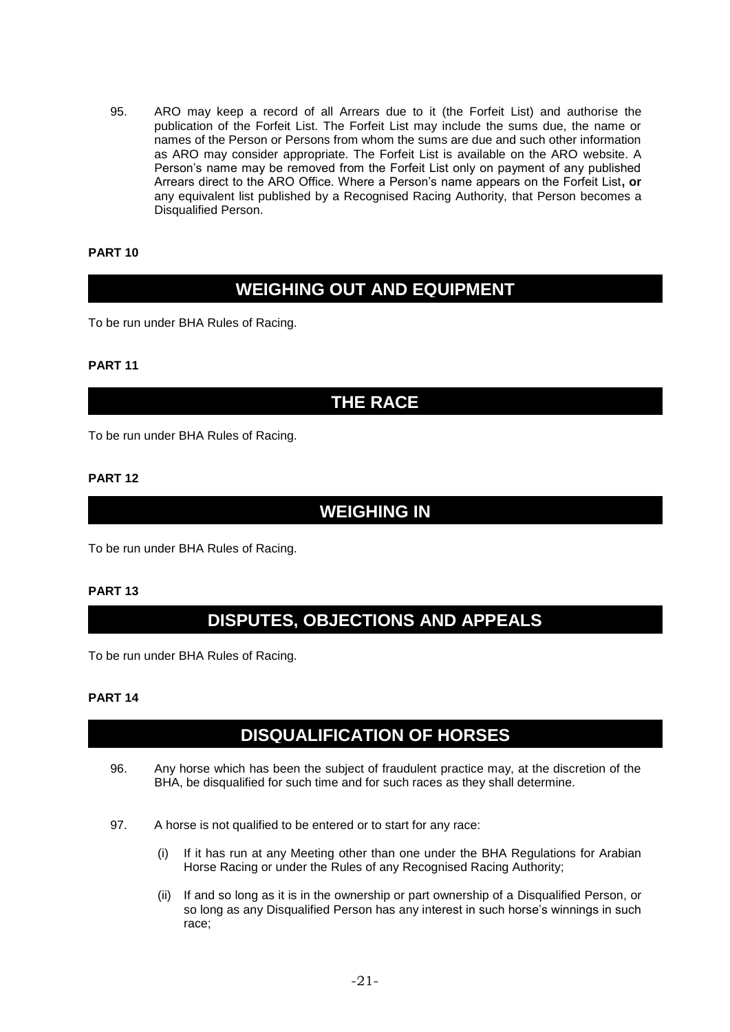95. ARO may keep a record of all Arrears due to it (the Forfeit List) and authorise the publication of the Forfeit List. The Forfeit List may include the sums due, the name or names of the Person or Persons from whom the sums are due and such other information as ARO may consider appropriate. The Forfeit List is available on the ARO website. A Person's name may be removed from the Forfeit List only on payment of any published Arrears direct to the ARO Office. Where a Person's name appears on the Forfeit List**, or** any equivalent list published by a Recognised Racing Authority, that Person becomes a Disqualified Person.

**PART 10**

## WEIGHING OUT AND EQUIPMENT

To be run under BHA Rules of Racing.

**PART 11**

## THE RACE

To be run under BHA Rules of Racing.

**PART 12**

## WEIGHING IN

To be run under BHA Rules of Racing.

**PART 13**

## DISPUTES, OBJECTIONS AND APPEALS

To be run under BHA Rules of Racing.

**PART 14**

## DISQUALIFICATION OF HORSES

96. Any horse which has been the subject of fraudulent practice may, at the discretion of the BHA, be disqualified for such time and for such races as they shall determine.

97. A horse is not qualified to be entered or to start for any race:

    (i) If it has run at any Meeting other than one under the BHA Regulations for Arabian Horse Racing or under the Rules of any Recognised Racing Authority;

    (ii) If and so long as it is in the ownership or part ownership of a Disqualified Person, or so long as any Disqualified Person has any interest in such horse's winnings in such race;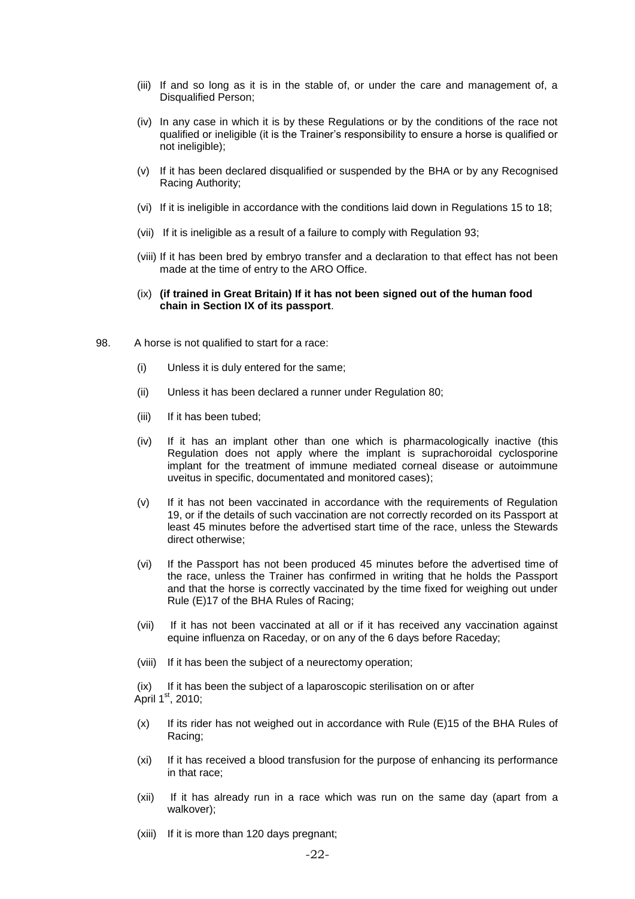(iii) If and so long as it is in the stable of, or under the care and management of, a Disqualified Person;

(iv) In any case in which it is by these Regulations or by the conditions of the race not qualified or ineligible (it is the Trainer's responsibility to ensure a horse is qualified or not ineligible);

(v) If it has been declared disqualified or suspended by the BHA or by any Recognised Racing Authority;

(vi) If it is ineligible in accordance with the conditions laid down in Regulations 15 to 18;

(vii) If it is ineligible as a result of a failure to comply with Regulation 93;

(viii) If it has been bred by embryo transfer and a declaration to that effect has not been made at the time of entry to the ARO Office.

(ix) **(if trained in Great Britain) If it has not been signed out of the human food chain in Section IX of its passport**.

98. A horse is not qualified to start for a race:

(i) Unless it is duly entered for the same;

(ii) Unless it has been declared a runner under Regulation 80;

(iii) If it has been tubed;

(iv) If it has an implant other than one which is pharmacologically inactive (this Regulation does not apply where the implant is suprachoroidal cyclosporine implant for the treatment of immune mediated corneal disease or autoimmune uveitus in specific, documentated and monitored cases);

(v) If it has not been vaccinated in accordance with the requirements of Regulation 19, or if the details of such vaccination are not correctly recorded on its Passport at least 45 minutes before the advertised start time of the race, unless the Stewards direct otherwise;

(vi) If the Passport has not been produced 45 minutes before the advertised time of the race, unless the Trainer has confirmed in writing that he holds the Passport and that the horse is correctly vaccinated by the time fixed for weighing out under Rule (E)17 of the BHA Rules of Racing;

(vii) If it has not been vaccinated at all or if it has received any vaccination against equine influenza on Raceday, or on any of the 6 days before Raceday;

(viii) If it has been the subject of a neurectomy operation;

(ix) If it has been the subject of a laparoscopic sterilisation on or after April 1st, 2010;

(x) If its rider has not weighed out in accordance with Rule (E)15 of the BHA Rules of Racing;

(xi) If it has received a blood transfusion for the purpose of enhancing its performance in that race;

(xii) If it has already run in a race which was run on the same day (apart from a walkover);

(xiii) If it is more than 120 days pregnant;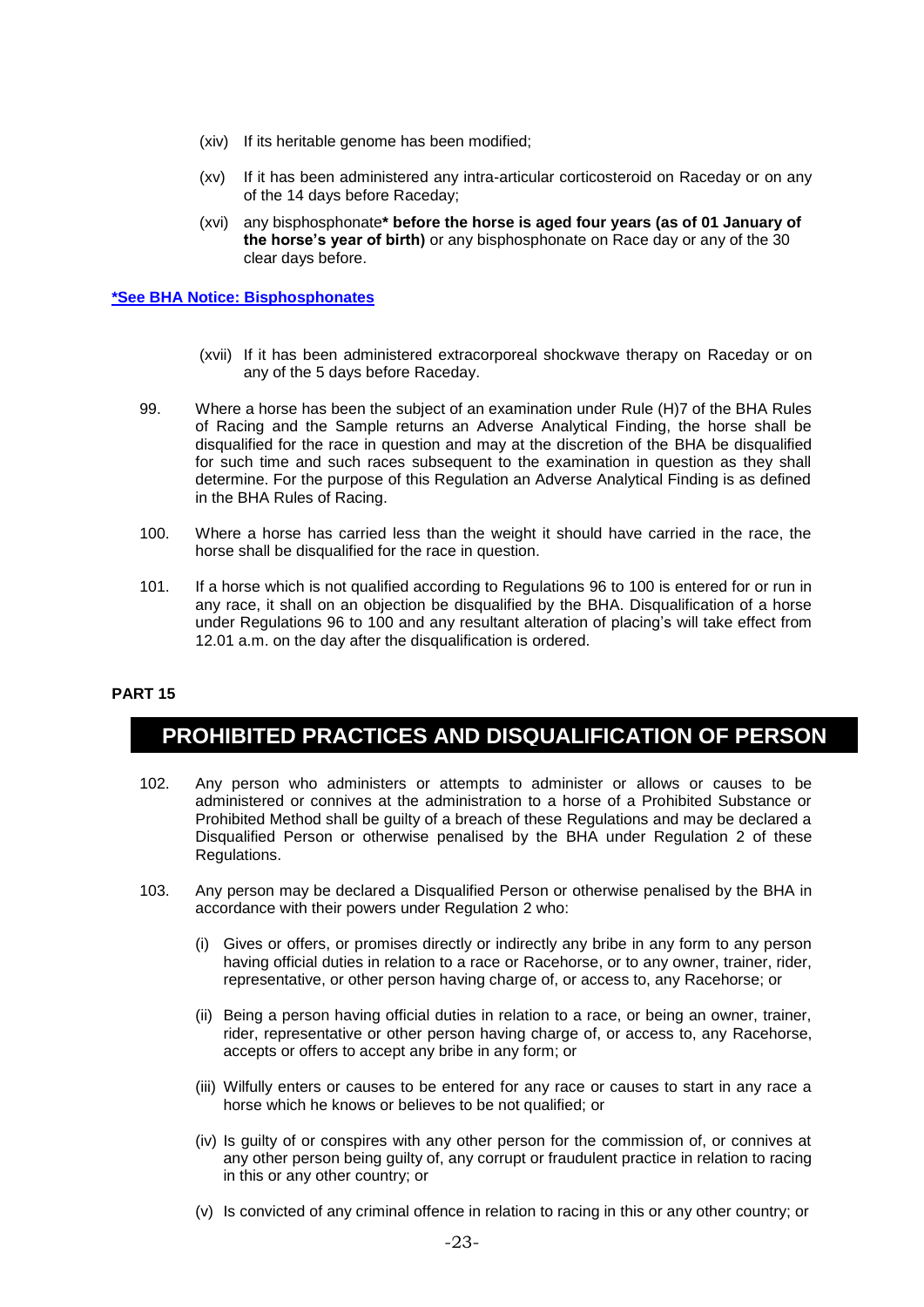(xiv) If its heritable genome has been modified;

(xv) If it has been administered any intra-articular corticosteroid on Raceday or on any of the 14 days before Raceday;

(xvi) any bisphosphonate* **before the horse is aged four years (as of 01 January of the horse's year of birth)** or any bisphosphonate on Race day or any of the 30 clear days before.

**\*See BHA Notice: Bisphosphonates**

(xvii) If it has been administered extracorporeal shockwave therapy on Raceday or on any of the 5 days before Raceday.

99. Where a horse has been the subject of an examination under Rule (H)7 of the BHA Rules of Racing and the Sample returns an Adverse Analytical Finding, the horse shall be disqualified for the race in question and may at the discretion of the BHA be disqualified for such time and such races subsequent to the examination in question as they shall determine. For the purpose of this Regulation an Adverse Analytical Finding is as defined in the BHA Rules of Racing.

100. Where a horse has carried less than the weight it should have carried in the race, the horse shall be disqualified for the race in question.

101. If a horse which is not qualified according to Regulations 96 to 100 is entered for or run in any race, it shall on an objection be disqualified by the BHA. Disqualification of a horse under Regulations 96 to 100 and any resultant alteration of placing's will take effect from 12.01 a.m. on the day after the disqualification is ordered.

**PART 15**

# PROHIBITED PRACTICES AND DISQUALIFICATION OF PERSON

102. Any person who administers or attempts to administer or allows or causes to be administered or connives at the administration to a horse of a Prohibited Substance or Prohibited Method shall be guilty of a breach of these Regulations and may be declared a Disqualified Person or otherwise penalised by the BHA under Regulation 2 of these Regulations.

103. Any person may be declared a Disqualified Person or otherwise penalised by the BHA in accordance with their powers under Regulation 2 who:

(i) Gives or offers, or promises directly or indirectly any bribe in any form to any person having official duties in relation to a race or Racehorse, or to any owner, trainer, rider, representative, or other person having charge of, or access to, any Racehorse; or

(ii) Being a person having official duties in relation to a race, or being an owner, trainer, rider, representative or other person having charge of, or access to, any Racehorse, accepts or offers to accept any bribe in any form; or

(iii) Wilfully enters or causes to be entered for any race or causes to start in any race a horse which he knows or believes to be not qualified; or

(iv) Is guilty of or conspires with any other person for the commission of, or connives at any other person being guilty of, any corrupt or fraudulent practice in relation to racing in this or any other country; or

(v) Is convicted of any criminal offence in relation to racing in this or any other country; or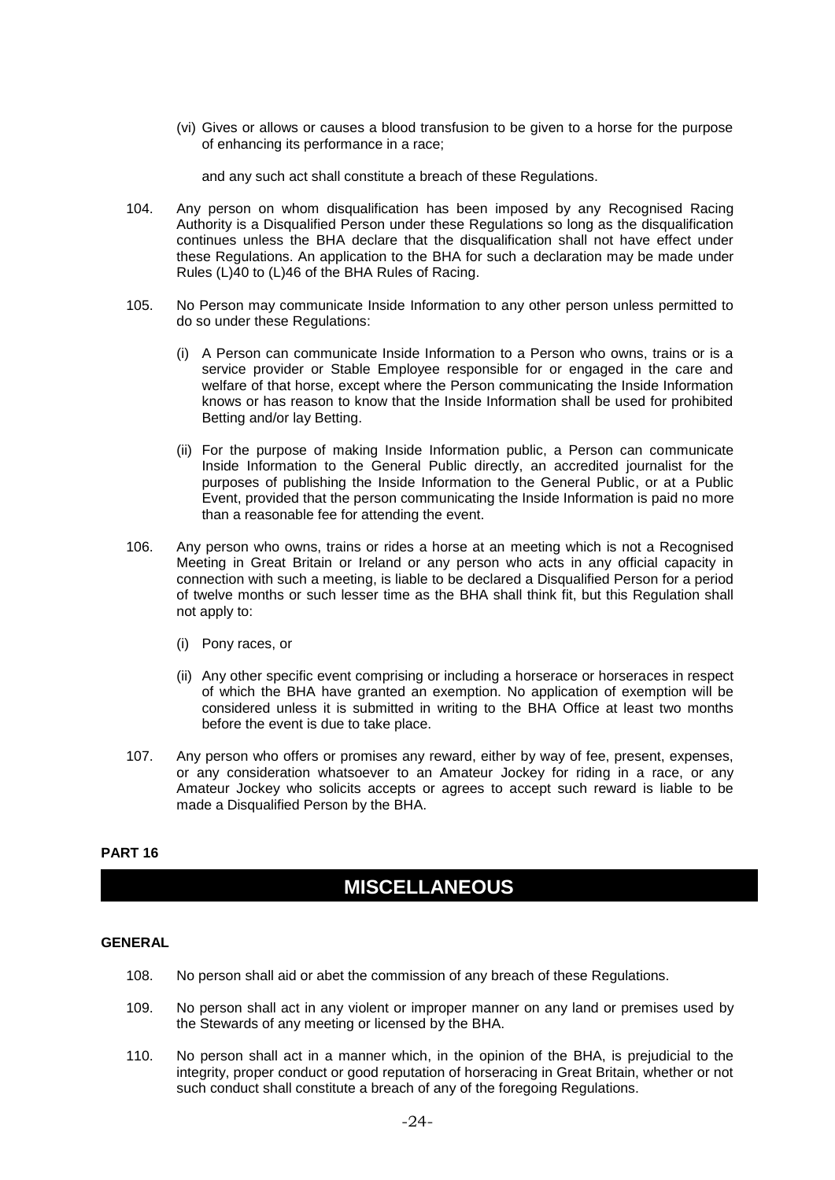(vi) Gives or allows or causes a blood transfusion to be given to a horse for the purpose of enhancing its performance in a race;

and any such act shall constitute a breach of these Regulations.

104. Any person on whom disqualification has been imposed by any Recognised Racing Authority is a Disqualified Person under these Regulations so long as the disqualification continues unless the BHA declare that the disqualification shall not have effect under these Regulations. An application to the BHA for such a declaration may be made under Rules (L)40 to (L)46 of the BHA Rules of Racing.

105. No Person may communicate Inside Information to any other person unless permitted to do so under these Regulations:

(i) A Person can communicate Inside Information to a Person who owns, trains or is a service provider or Stable Employee responsible for or engaged in the care and welfare of that horse, except where the Person communicating the Inside Information knows or has reason to know that the Inside Information shall be used for prohibited Betting and/or lay Betting.

(ii) For the purpose of making Inside Information public, a Person can communicate Inside Information to the General Public directly, an accredited journalist for the purposes of publishing the Inside Information to the General Public, or at a Public Event, provided that the person communicating the Inside Information is paid no more than a reasonable fee for attending the event.

106. Any person who owns, trains or rides a horse at an meeting which is not a Recognised Meeting in Great Britain or Ireland or any person who acts in any official capacity in connection with such a meeting, is liable to be declared a Disqualified Person for a period of twelve months or such lesser time as the BHA shall think fit, but this Regulation shall not apply to:

(i) Pony races, or

(ii) Any other specific event comprising or including a horserace or horseraces in respect of which the BHA have granted an exemption. No application of exemption will be considered unless it is submitted in writing to the BHA Office at least two months before the event is due to take place.

107. Any person who offers or promises any reward, either by way of fee, present, expenses, or any consideration whatsoever to an Amateur Jockey for riding in a race, or any Amateur Jockey who solicits accepts or agrees to accept such reward is liable to be made a Disqualified Person by the BHA.

**PART 16**

## MISCELLANEOUS

**GENERAL**

108. No person shall aid or abet the commission of any breach of these Regulations.

109. No person shall act in any violent or improper manner on any land or premises used by the Stewards of any meeting or licensed by the BHA.

110. No person shall act in a manner which, in the opinion of the BHA, is prejudicial to the integrity, proper conduct or good reputation of horseracing in Great Britain, whether or not such conduct shall constitute a breach of any of the foregoing Regulations.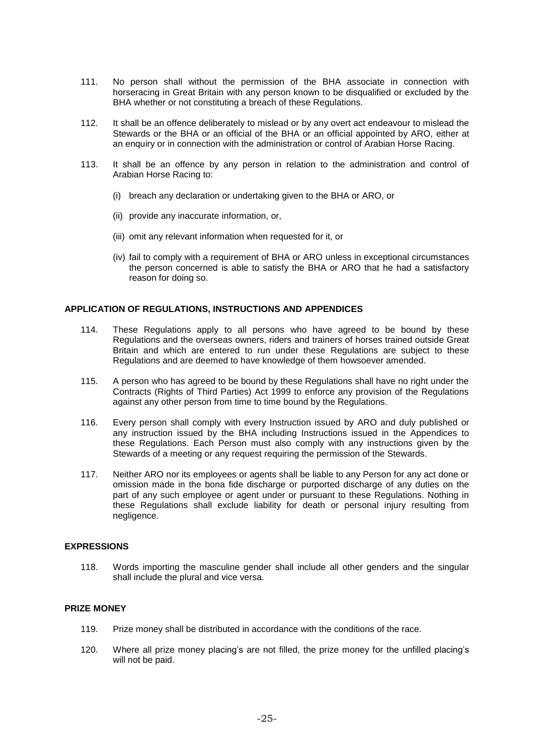111. No person shall without the permission of the BHA associate in connection with horseracing in Great Britain with any person known to be disqualified or excluded by the BHA whether or not constituting a breach of these Regulations.

112. It shall be an offence deliberately to mislead or by any overt act endeavour to mislead the Stewards or the BHA or an official of the BHA or an official appointed by ARO, either at an enquiry or in connection with the administration or control of Arabian Horse Racing.

113. It shall be an offence by any person in relation to the administration and control of Arabian Horse Racing to:

    (i) breach any declaration or undertaking given to the BHA or ARO, or

    (ii) provide any inaccurate information, or,

    (iii) omit any relevant information when requested for it, or

    (iv) fail to comply with a requirement of BHA or ARO unless in exceptional circumstances the person concerned is able to satisfy the BHA or ARO that he had a satisfactory reason for doing so.

**APPLICATION OF REGULATIONS, INSTRUCTIONS AND APPENDICES**

114. These Regulations apply to all persons who have agreed to be bound by these Regulations and the overseas owners, riders and trainers of horses trained outside Great Britain and which are entered to run under these Regulations are subject to these Regulations and are deemed to have knowledge of them howsoever amended.

115. A person who has agreed to be bound by these Regulations shall have no right under the Contracts (Rights of Third Parties) Act 1999 to enforce any provision of the Regulations against any other person from time to time bound by the Regulations.

116. Every person shall comply with every Instruction issued by ARO and duly published or any instruction issued by the BHA including Instructions issued in the Appendices to these Regulations. Each Person must also comply with any instructions given by the Stewards of a meeting or any request requiring the permission of the Stewards.

117. Neither ARO nor its employees or agents shall be liable to any Person for any act done or omission made in the bona fide discharge or purported discharge of any duties on the part of any such employee or agent under or pursuant to these Regulations. Nothing in these Regulations shall exclude liability for death or personal injury resulting from negligence.

**EXPRESSIONS**

118. Words importing the masculine gender shall include all other genders and the singular shall include the plural and vice versa.

**PRIZE MONEY**

119. Prize money shall be distributed in accordance with the conditions of the race.

120. Where all prize money placing's are not filled, the prize money for the unfilled placing's will not be paid.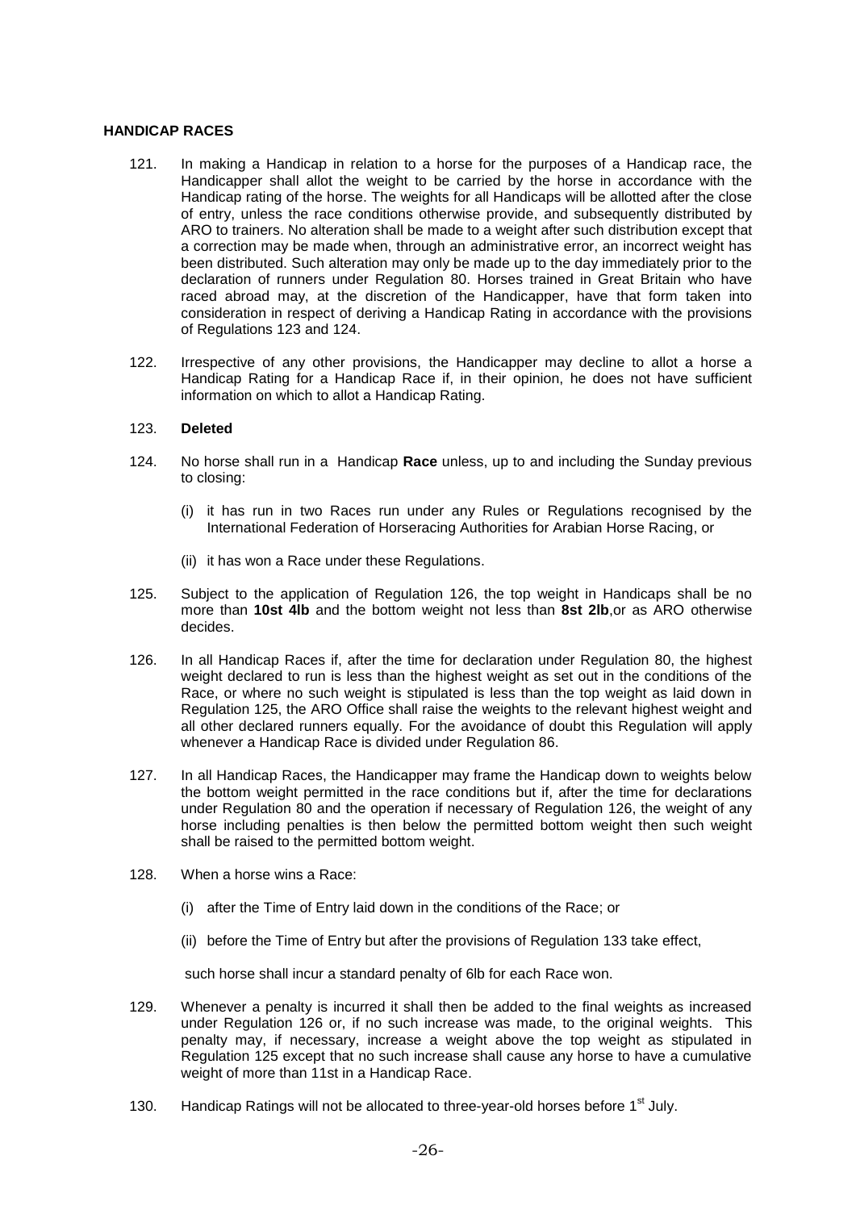**HANDICAP RACES**

121. In making a Handicap in relation to a horse for the purposes of a Handicap race, the Handicapper shall allot the weight to be carried by the horse in accordance with the Handicap rating of the horse. The weights for all Handicaps will be allotted after the close of entry, unless the race conditions otherwise provide, and subsequently distributed by ARO to trainers. No alteration shall be made to a weight after such distribution except that a correction may be made when, through an administrative error, an incorrect weight has been distributed. Such alteration may only be made up to the day immediately prior to the declaration of runners under Regulation 80. Horses trained in Great Britain who have raced abroad may, at the discretion of the Handicapper, have that form taken into consideration in respect of deriving a Handicap Rating in accordance with the provisions of Regulations 123 and 124.

122. Irrespective of any other provisions, the Handicapper may decline to allot a horse a Handicap Rating for a Handicap Race if, in their opinion, he does not have sufficient information on which to allot a Handicap Rating.

123. **Deleted**

124. No horse shall run in a Handicap **Race** unless, up to and including the Sunday previous to closing:

    (i) it has run in two Races run under any Rules or Regulations recognised by the International Federation of Horseracing Authorities for Arabian Horse Racing, or

    (ii) it has won a Race under these Regulations.

125. Subject to the application of Regulation 126, the top weight in Handicaps shall be no more than **10st 4lb** and the bottom weight not less than **8st 2lb**,or as ARO otherwise decides.

126. In all Handicap Races if, after the time for declaration under Regulation 80, the highest weight declared to run is less than the highest weight as set out in the conditions of the Race, or where no such weight is stipulated is less than the top weight as laid down in Regulation 125, the ARO Office shall raise the weights to the relevant highest weight and all other declared runners equally. For the avoidance of doubt this Regulation will apply whenever a Handicap Race is divided under Regulation 86.

127. In all Handicap Races, the Handicapper may frame the Handicap down to weights below the bottom weight permitted in the race conditions but if, after the time for declarations under Regulation 80 and the operation if necessary of Regulation 126, the weight of any horse including penalties is then below the permitted bottom weight then such weight shall be raised to the permitted bottom weight.

128. When a horse wins a Race:

    (i) after the Time of Entry laid down in the conditions of the Race; or

    (ii) before the Time of Entry but after the provisions of Regulation 133 take effect,

    such horse shall incur a standard penalty of 6lb for each Race won.

129. Whenever a penalty is incurred it shall then be added to the final weights as increased under Regulation 126 or, if no such increase was made, to the original weights. This penalty may, if necessary, increase a weight above the top weight as stipulated in Regulation 125 except that no such increase shall cause any horse to have a cumulative weight of more than 11st in a Handicap Race.

130. Handicap Ratings will not be allocated to three-year-old horses before 1st July.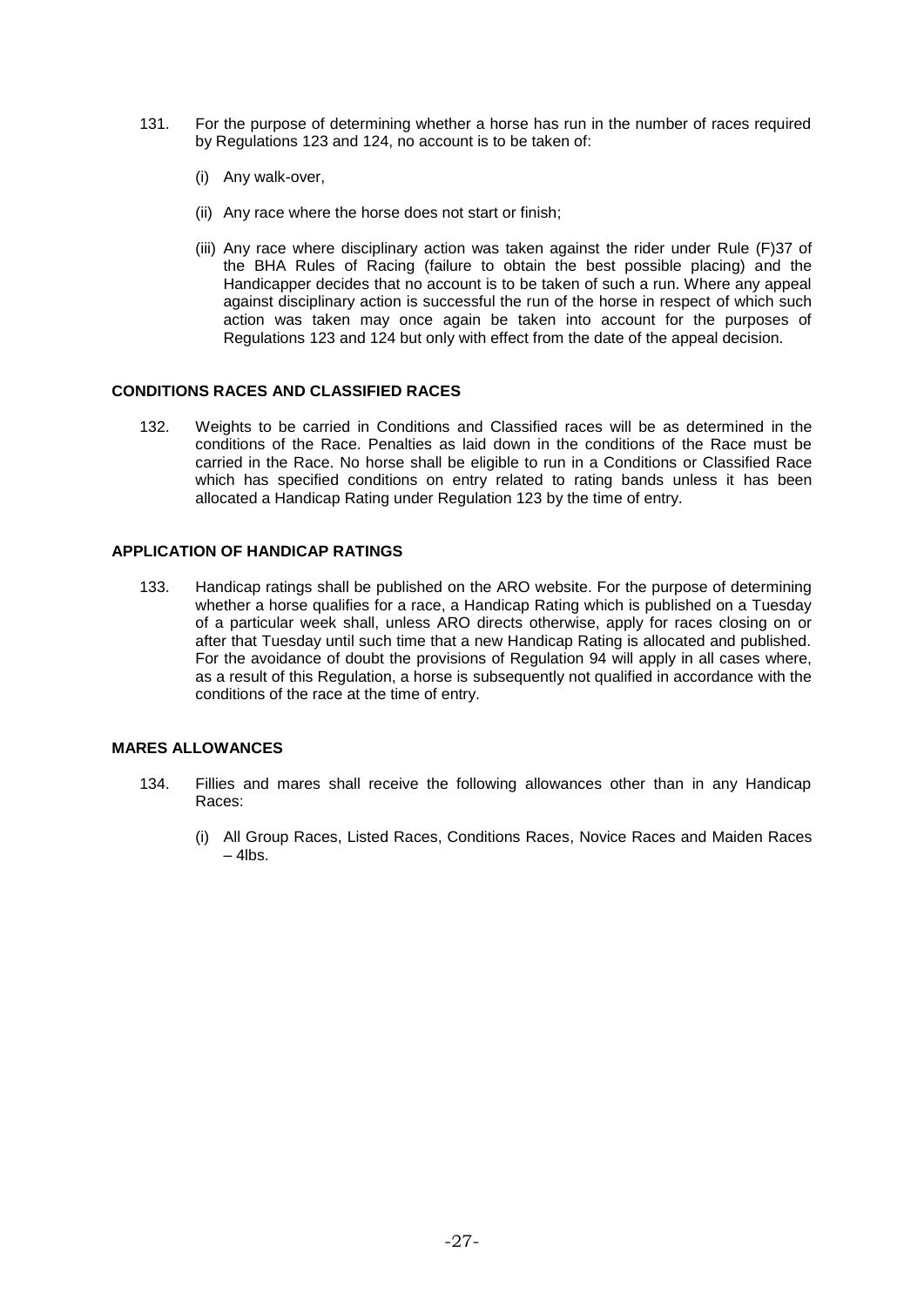131. For the purpose of determining whether a horse has run in the number of races required by Regulations 123 and 124, no account is to be taken of:

    (i) Any walk-over,

    (ii) Any race where the horse does not start or finish;

    (iii) Any race where disciplinary action was taken against the rider under Rule (F)37 of the BHA Rules of Racing (failure to obtain the best possible placing) and the Handicapper decides that no account is to be taken of such a run. Where any appeal against disciplinary action is successful the run of the horse in respect of which such action was taken may once again be taken into account for the purposes of Regulations 123 and 124 but only with effect from the date of the appeal decision.

**CONDITIONS RACES AND CLASSIFIED RACES**

132. Weights to be carried in Conditions and Classified races will be as determined in the conditions of the Race. Penalties as laid down in the conditions of the Race must be carried in the Race. No horse shall be eligible to run in a Conditions or Classified Race which has specified conditions on entry related to rating bands unless it has been allocated a Handicap Rating under Regulation 123 by the time of entry.

**APPLICATION OF HANDICAP RATINGS**

133. Handicap ratings shall be published on the ARO website. For the purpose of determining whether a horse qualifies for a race, a Handicap Rating which is published on a Tuesday of a particular week shall, unless ARO directs otherwise, apply for races closing on or after that Tuesday until such time that a new Handicap Rating is allocated and published. For the avoidance of doubt the provisions of Regulation 94 will apply in all cases where, as a result of this Regulation, a horse is subsequently not qualified in accordance with the conditions of the race at the time of entry.

**MARES ALLOWANCES**

134. Fillies and mares shall receive the following allowances other than in any Handicap Races:

    (i) All Group Races, Listed Races, Conditions Races, Novice Races and Maiden Races – 4lbs.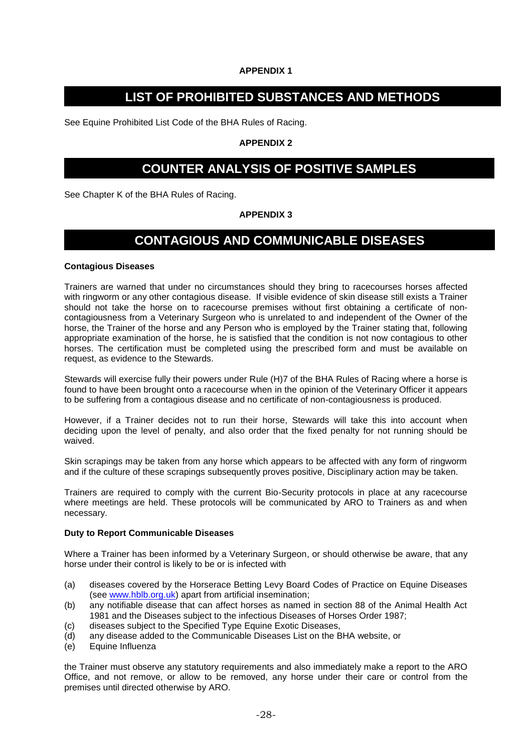**APPENDIX 1**

# LIST OF PROHIBITED SUBSTANCES AND METHODS

See Equine Prohibited List Code of the BHA Rules of Racing.

**APPENDIX 2**

# COUNTER ANALYSIS OF POSITIVE SAMPLES

See Chapter K of the BHA Rules of Racing.

**APPENDIX 3**

# CONTAGIOUS AND COMMUNICABLE DISEASES

**Contagious Diseases**

Trainers are warned that under no circumstances should they bring to racecourses horses affected with ringworm or any other contagious disease. If visible evidence of skin disease still exists a Trainer should not take the horse on to racecourse premises without first obtaining a certificate of non-contagiousness from a Veterinary Surgeon who is unrelated to and independent of the Owner of the horse, the Trainer of the horse and any Person who is employed by the Trainer stating that, following appropriate examination of the horse, he is satisfied that the condition is not now contagious to other horses. The certification must be completed using the prescribed form and must be available on request, as evidence to the Stewards.

Stewards will exercise fully their powers under Rule (H)7 of the BHA Rules of Racing where a horse is found to have been brought onto a racecourse when in the opinion of the Veterinary Officer it appears to be suffering from a contagious disease and no certificate of non-contagiousness is produced.

However, if a Trainer decides not to run their horse, Stewards will take this into account when deciding upon the level of penalty, and also order that the fixed penalty for not running should be waived.

Skin scrapings may be taken from any horse which appears to be affected with any form of ringworm and if the culture of these scrapings subsequently proves positive, Disciplinary action may be taken.

Trainers are required to comply with the current Bio-Security protocols in place at any racecourse where meetings are held. These protocols will be communicated by ARO to Trainers as and when necessary.

**Duty to Report Communicable Diseases**

Where a Trainer has been informed by a Veterinary Surgeon, or should otherwise be aware, that any horse under their control is likely to be or is infected with

(a) diseases covered by the Horserace Betting Levy Board Codes of Practice on Equine Diseases (see www.hblb.org.uk) apart from artificial insemination;
(b) any notifiable disease that can affect horses as named in section 88 of the Animal Health Act 1981 and the Diseases subject to the infectious Diseases of Horses Order 1987;
(c) diseases subject to the Specified Type Equine Exotic Diseases,
(d) any disease added to the Communicable Diseases List on the BHA website, or
(e) Equine Influenza

the Trainer must observe any statutory requirements and also immediately make a report to the ARO Office, and not remove, or allow to be removed, any horse under their care or control from the premises until directed otherwise by ARO.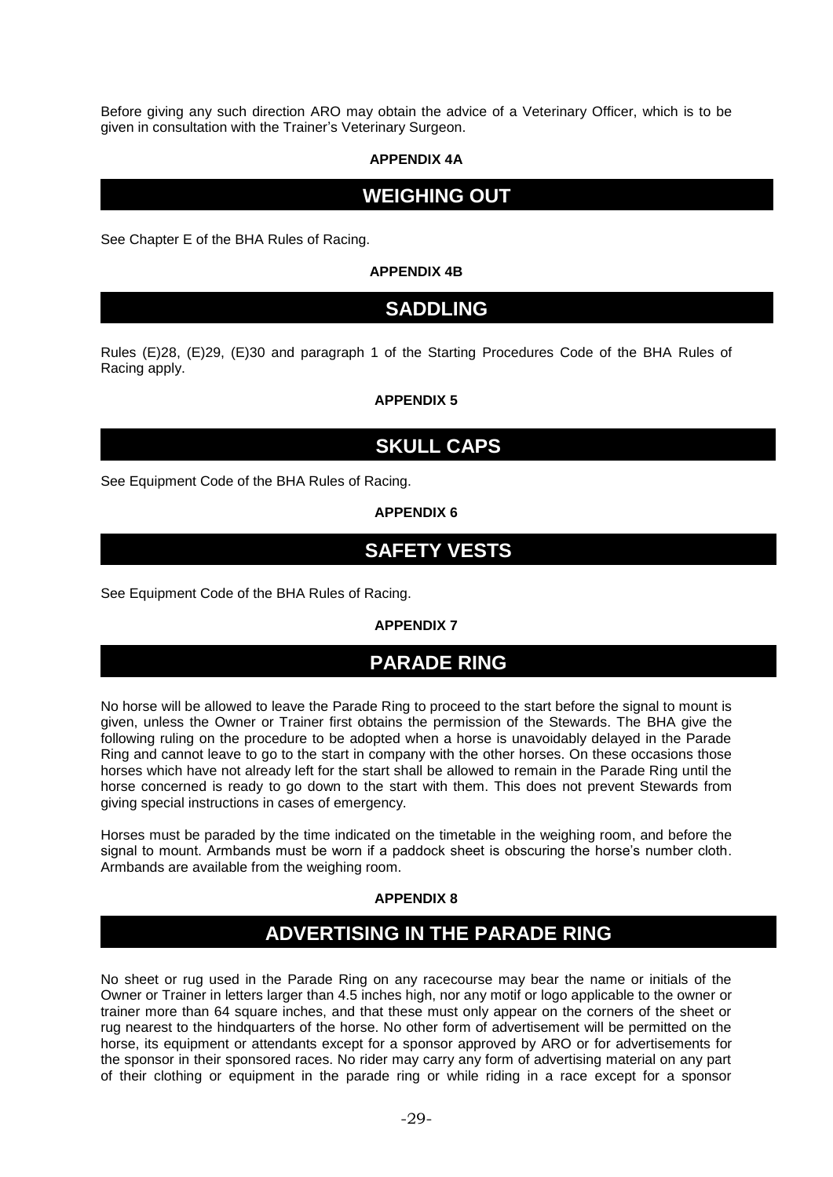Before giving any such direction ARO may obtain the advice of a Veterinary Officer, which is to be given in consultation with the Trainer's Veterinary Surgeon.

**APPENDIX 4A**

## WEIGHING OUT

See Chapter E of the BHA Rules of Racing.

**APPENDIX 4B**

## SADDLING

Rules (E)28, (E)29, (E)30 and paragraph 1 of the Starting Procedures Code of the BHA Rules of Racing apply.

**APPENDIX 5**

## SKULL CAPS

See Equipment Code of the BHA Rules of Racing.

**APPENDIX 6**

## SAFETY VESTS

See Equipment Code of the BHA Rules of Racing.

**APPENDIX 7**

## PARADE RING

No horse will be allowed to leave the Parade Ring to proceed to the start before the signal to mount is given, unless the Owner or Trainer first obtains the permission of the Stewards. The BHA give the following ruling on the procedure to be adopted when a horse is unavoidably delayed in the Parade Ring and cannot leave to go to the start in company with the other horses. On these occasions those horses which have not already left for the start shall be allowed to remain in the Parade Ring until the horse concerned is ready to go down to the start with them. This does not prevent Stewards from giving special instructions in cases of emergency.

Horses must be paraded by the time indicated on the timetable in the weighing room, and before the signal to mount. Armbands must be worn if a paddock sheet is obscuring the horse's number cloth. Armbands are available from the weighing room.

**APPENDIX 8**

## ADVERTISING IN THE PARADE RING

No sheet or rug used in the Parade Ring on any racecourse may bear the name or initials of the Owner or Trainer in letters larger than 4.5 inches high, nor any motif or logo applicable to the owner or trainer more than 64 square inches, and that these must only appear on the corners of the sheet or rug nearest to the hindquarters of the horse. No other form of advertisement will be permitted on the horse, its equipment or attendants except for a sponsor approved by ARO or for advertisements for the sponsor in their sponsored races. No rider may carry any form of advertising material on any part of their clothing or equipment in the parade ring or while riding in a race except for a sponsor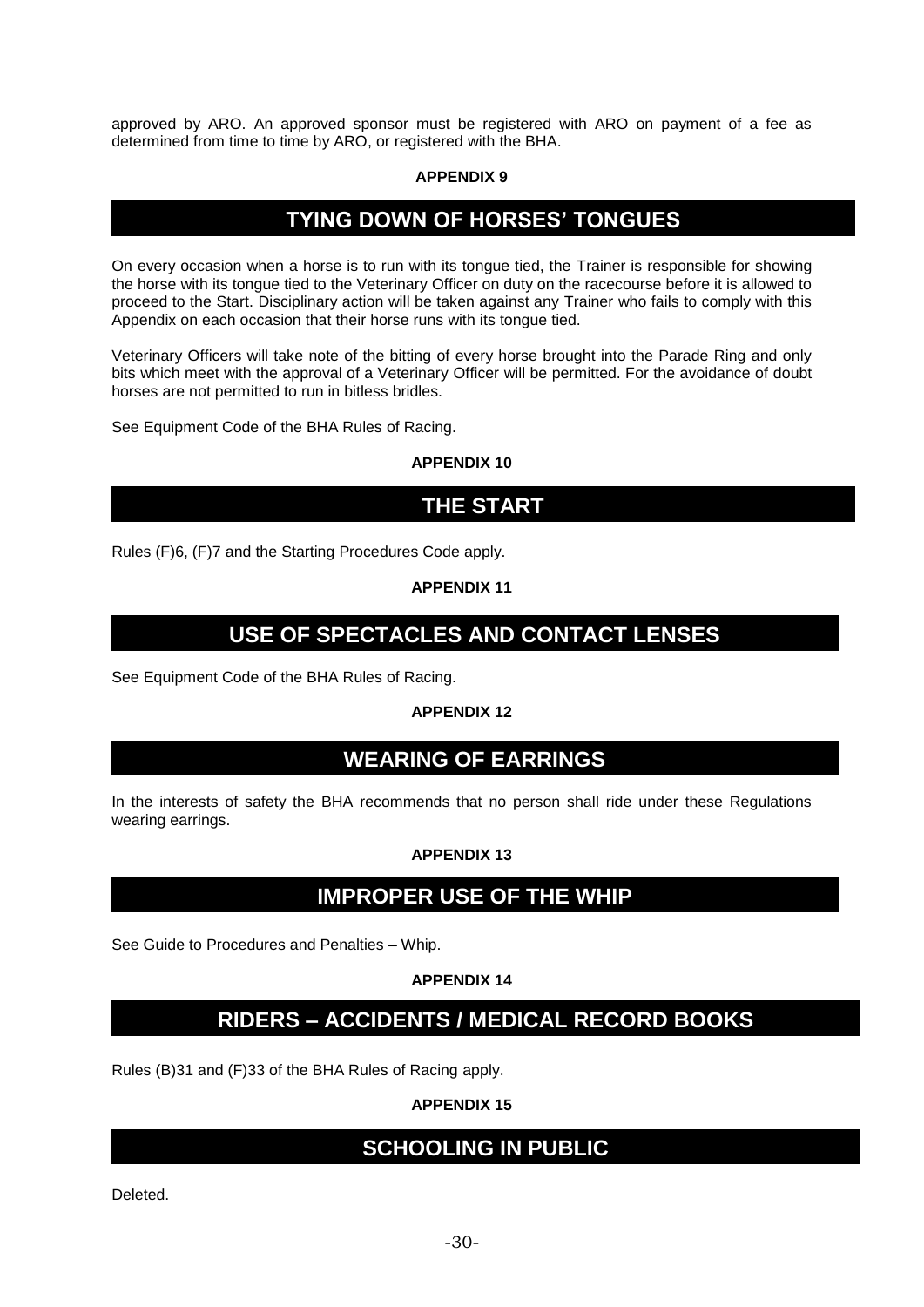approved by ARO. An approved sponsor must be registered with ARO on payment of a fee as determined from time to time by ARO, or registered with the BHA.

**APPENDIX 9**

## TYING DOWN OF HORSES' TONGUES

On every occasion when a horse is to run with its tongue tied, the Trainer is responsible for showing the horse with its tongue tied to the Veterinary Officer on duty on the racecourse before it is allowed to proceed to the Start. Disciplinary action will be taken against any Trainer who fails to comply with this Appendix on each occasion that their horse runs with its tongue tied.

Veterinary Officers will take note of the bitting of every horse brought into the Parade Ring and only bits which meet with the approval of a Veterinary Officer will be permitted. For the avoidance of doubt horses are not permitted to run in bitless bridles.

See Equipment Code of the BHA Rules of Racing.

**APPENDIX 10**

## THE START

Rules (F)6, (F)7 and the Starting Procedures Code apply.

**APPENDIX 11**

## USE OF SPECTACLES AND CONTACT LENSES

See Equipment Code of the BHA Rules of Racing.

**APPENDIX 12**

## WEARING OF EARRINGS

In the interests of safety the BHA recommends that no person shall ride under these Regulations wearing earrings.

**APPENDIX 13**

## IMPROPER USE OF THE WHIP

See Guide to Procedures and Penalties – Whip.

**APPENDIX 14**

## RIDERS – ACCIDENTS / MEDICAL RECORD BOOKS

Rules (B)31 and (F)33 of the BHA Rules of Racing apply.

**APPENDIX 15**

## SCHOOLING IN PUBLIC

Deleted.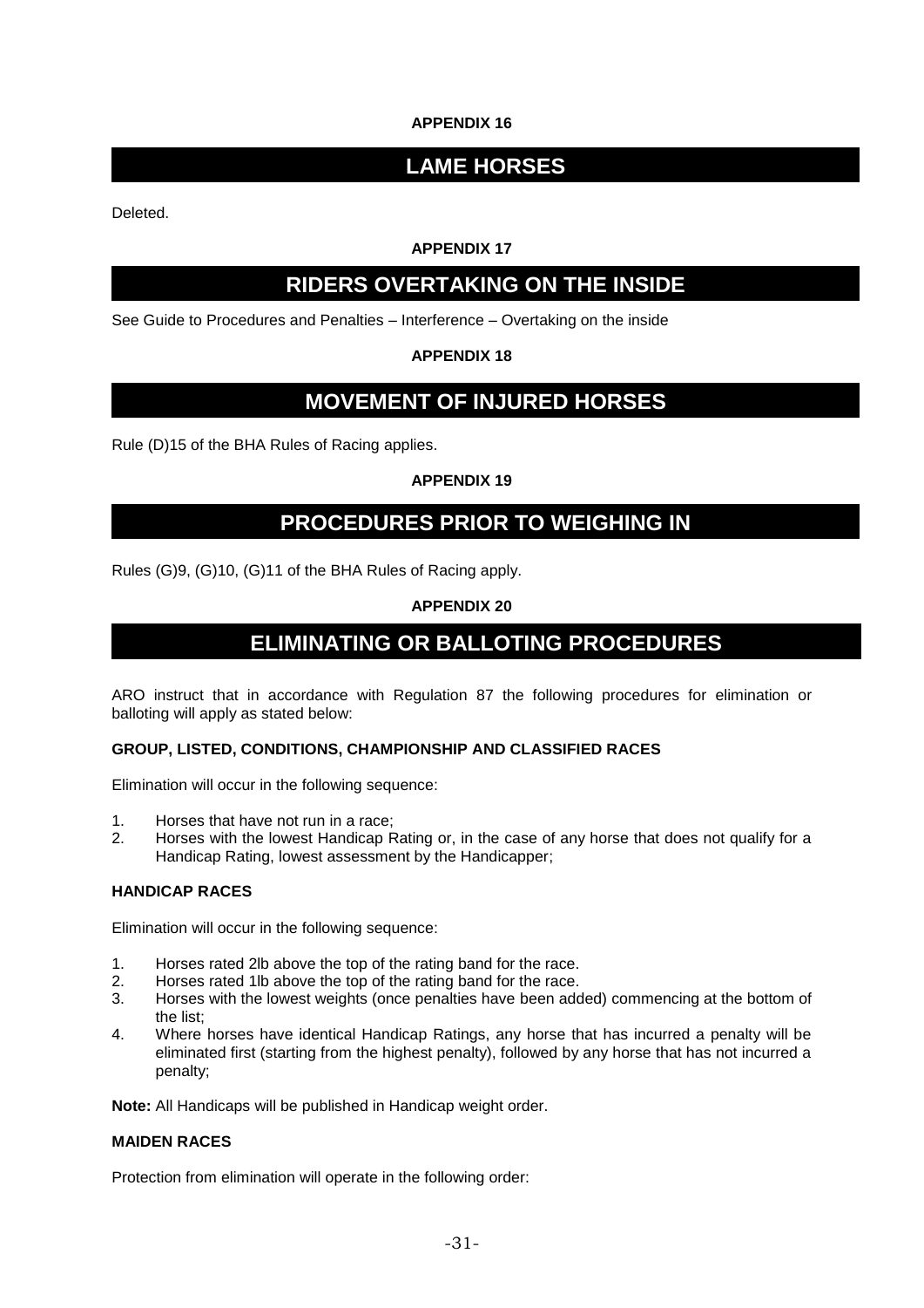**APPENDIX 16**

## LAME HORSES

Deleted.

**APPENDIX 17**

## RIDERS OVERTAKING ON THE INSIDE

See Guide to Procedures and Penalties – Interference – Overtaking on the inside

**APPENDIX 18**

## MOVEMENT OF INJURED HORSES

Rule (D)15 of the BHA Rules of Racing applies.

**APPENDIX 19**

## PROCEDURES PRIOR TO WEIGHING IN

Rules (G)9, (G)10, (G)11 of the BHA Rules of Racing apply.

**APPENDIX 20**

## ELIMINATING OR BALLOTING PROCEDURES

ARO instruct that in accordance with Regulation 87 the following procedures for elimination or balloting will apply as stated below:

**GROUP, LISTED, CONDITIONS, CHAMPIONSHIP AND CLASSIFIED RACES**

Elimination will occur in the following sequence:

1. Horses that have not run in a race;
2. Horses with the lowest Handicap Rating or, in the case of any horse that does not qualify for a Handicap Rating, lowest assessment by the Handicapper;

**HANDICAP RACES**

Elimination will occur in the following sequence:

1. Horses rated 2lb above the top of the rating band for the race.
2. Horses rated 1lb above the top of the rating band for the race.
3. Horses with the lowest weights (once penalties have been added) commencing at the bottom of the list;
4. Where horses have identical Handicap Ratings, any horse that has incurred a penalty will be eliminated first (starting from the highest penalty), followed by any horse that has not incurred a penalty;

**Note:** All Handicaps will be published in Handicap weight order.

**MAIDEN RACES**

Protection from elimination will operate in the following order: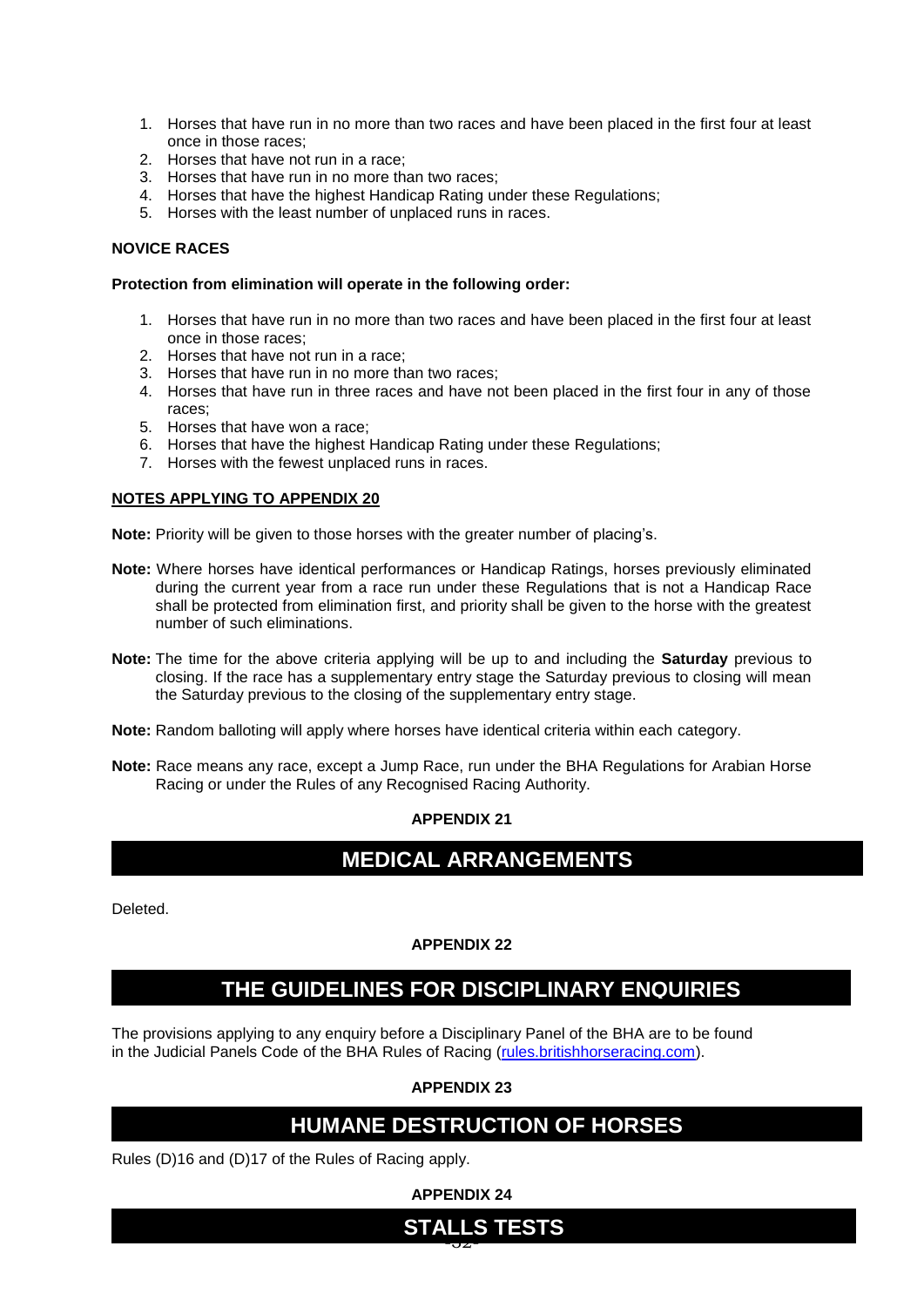1. Horses that have run in no more than two races and have been placed in the first four at least once in those races;
2. Horses that have not run in a race;
3. Horses that have run in no more than two races;
4. Horses that have the highest Handicap Rating under these Regulations;
5. Horses with the least number of unplaced runs in races.

**NOVICE RACES**

**Protection from elimination will operate in the following order:**

1. Horses that have run in no more than two races and have been placed in the first four at least once in those races;
2. Horses that have not run in a race;
3. Horses that have run in no more than two races;
4. Horses that have run in three races and have not been placed in the first four in any of those races;
5. Horses that have won a race;
6. Horses that have the highest Handicap Rating under these Regulations;
7. Horses with the fewest unplaced runs in races.

**NOTES APPLYING TO APPENDIX 20**

**Note:** Priority will be given to those horses with the greater number of placing's.

**Note:** Where horses have identical performances or Handicap Ratings, horses previously eliminated during the current year from a race run under these Regulations that is not a Handicap Race shall be protected from elimination first, and priority shall be given to the horse with the greatest number of such eliminations.

**Note:** The time for the above criteria applying will be up to and including the **Saturday** previous to closing. If the race has a supplementary entry stage the Saturday previous to closing will mean the Saturday previous to the closing of the supplementary entry stage.

**Note:** Random balloting will apply where horses have identical criteria within each category.

**Note:** Race means any race, except a Jump Race, run under the BHA Regulations for Arabian Horse Racing or under the Rules of any Recognised Racing Authority.

**APPENDIX 21**

## MEDICAL ARRANGEMENTS

Deleted.

**APPENDIX 22**

## THE GUIDELINES FOR DISCIPLINARY ENQUIRIES

The provisions applying to any enquiry before a Disciplinary Panel of the BHA are to be found in the Judicial Panels Code of the BHA Rules of Racing (rules.britishhorseracing.com).

**APPENDIX 23**

## HUMANE DESTRUCTION OF HORSES

Rules (D)16 and (D)17 of the Rules of Racing apply.

**APPENDIX 24**

## STALLS TESTS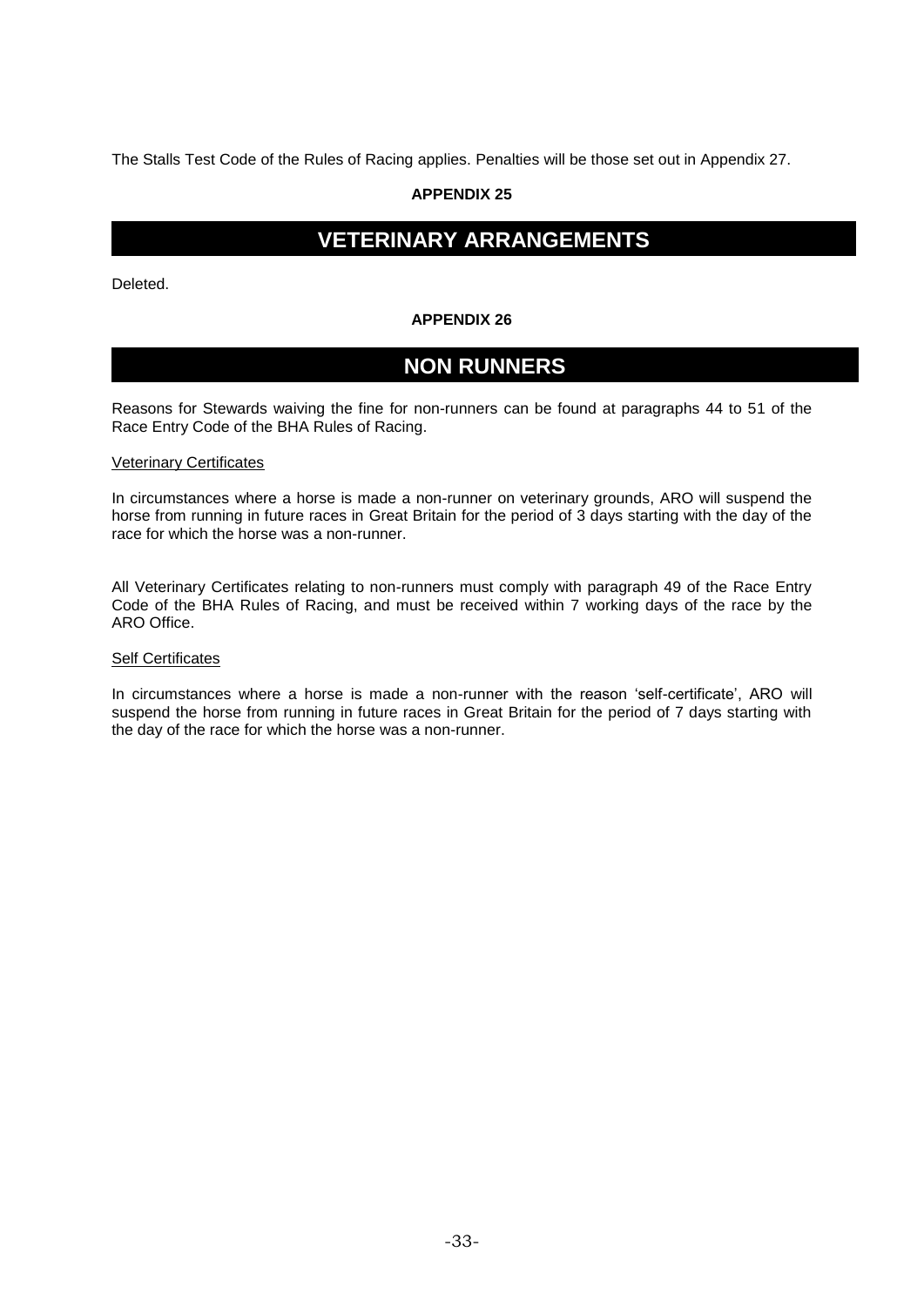The Stalls Test Code of the Rules of Racing applies. Penalties will be those set out in Appendix 27.

**APPENDIX 25**

# VETERINARY ARRANGEMENTS

Deleted.

**APPENDIX 26**

# NON RUNNERS

Reasons for Stewards waiving the fine for non-runners can be found at paragraphs 44 to 51 of the Race Entry Code of the BHA Rules of Racing.

Veterinary Certificates

In circumstances where a horse is made a non-runner on veterinary grounds, ARO will suspend the horse from running in future races in Great Britain for the period of 3 days starting with the day of the race for which the horse was a non-runner.

All Veterinary Certificates relating to non-runners must comply with paragraph 49 of the Race Entry Code of the BHA Rules of Racing, and must be received within 7 working days of the race by the ARO Office.

Self Certificates

In circumstances where a horse is made a non-runner with the reason 'self-certificate', ARO will suspend the horse from running in future races in Great Britain for the period of 7 days starting with the day of the race for which the horse was a non-runner.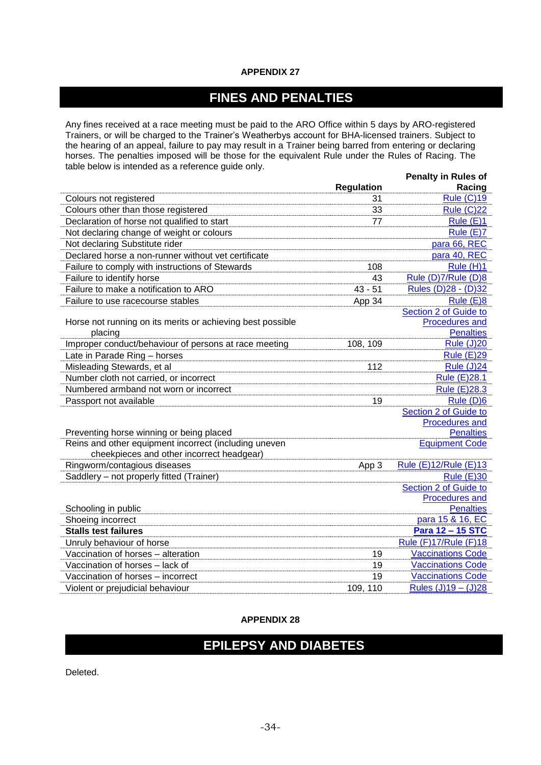APPENDIX 27

## FINES AND PENALTIES

Any fines received at a race meeting must be paid to the ARO Office within 5 days by ARO-registered Trainers, or will be charged to the Trainer's Weatherbys account for BHA-licensed trainers. Subject to the hearing of an appeal, failure to pay may result in a Trainer being barred from entering or declaring horses. The penalties imposed will be those for the equivalent Rule under the Rules of Racing. The table below is intended as a reference guide only.

| | Regulation | Penalty in Rules of Racing |
|---|---|---|
| Colours not registered | 31 | Rule (C)19 |
| Colours other than those registered | 33 | Rule (C)22 |
| Declaration of horse not qualified to start | 77 | Rule (E)1 |
| Not declaring change of weight or colours | | Rule (E)7 |
| Not declaring Substitute rider | | para 66, REC |
| Declared horse a non-runner without vet certificate | | para 40, REC |
| Failure to comply with instructions of Stewards | 108 | Rule (H)1 |
| Failure to identify horse | 43 | Rule (D)7/Rule (D)8 |
| Failure to make a notification to ARO | 43 - 51 | Rules (D)28 - (D)32 |
| Failure to use racecourse stables | App 34 | Rule (E)8 |
| Horse not running on its merits or achieving best possible placing | | Section 2 of Guide to Procedures and Penalties |
| Improper conduct/behaviour of persons at race meeting | 108, 109 | Rule (J)20 |
| Late in Parade Ring – horses | | Rule (E)29 |
| Misleading Stewards, et al | 112 | Rule (J)24 |
| Number cloth not carried, or incorrect | | Rule (E)28.1 |
| Numbered armband not worn or incorrect | | Rule (E)28.3 |
| Passport not available | 19 | Rule (D)6 |
| Preventing horse winning or being placed | | Section 2 of Guide to Procedures and Penalties |
| Reins and other equipment incorrect (including uneven cheekpieces and other incorrect headgear) | | Equipment Code |
| Ringworm/contagious diseases | App 3 | Rule (E)12/Rule (E)13 |
| Saddlery – not properly fitted (Trainer) | | Rule (E)30 |
| Schooling in public | | Section 2 of Guide to Procedures and Penalties |
| Shoeing incorrect | | para 15 & 16, EC |
| **Stalls test failures** | | **Para 12 – 15 STC** |
| Unruly behaviour of horse | | Rule (F)17/Rule (F)18 |
| Vaccination of horses – alteration | 19 | Vaccinations Code |
| Vaccination of horses – lack of | 19 | Vaccinations Code |
| Vaccination of horses – incorrect | 19 | Vaccinations Code |
| Violent or prejudicial behaviour | 109, 110 | Rules (J)19 – (J)28 |

APPENDIX 28

## EPILEPSY AND DIABETES

Deleted.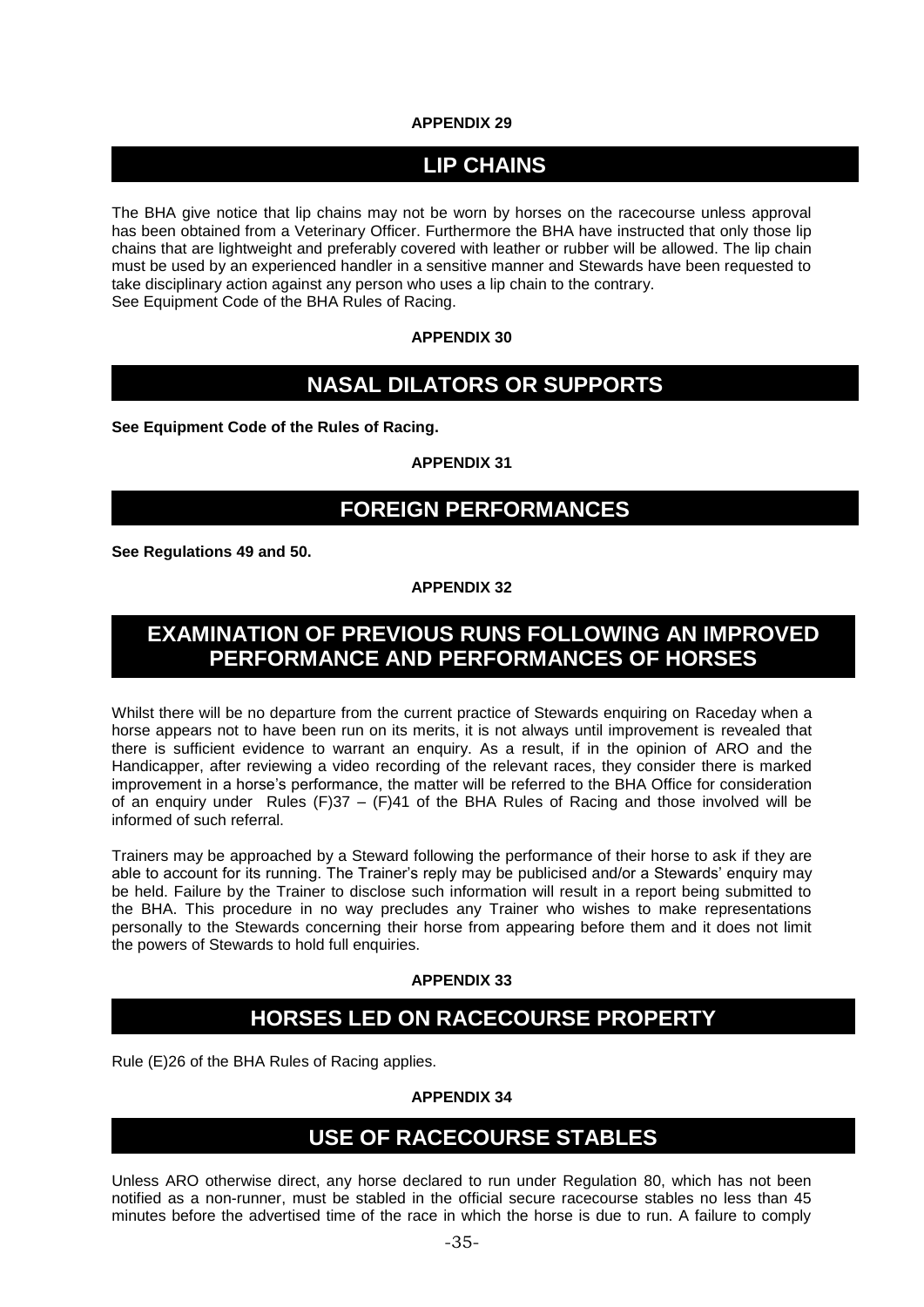**APPENDIX 29**

## LIP CHAINS

The BHA give notice that lip chains may not be worn by horses on the racecourse unless approval has been obtained from a Veterinary Officer. Furthermore the BHA have instructed that only those lip chains that are lightweight and preferably covered with leather or rubber will be allowed. The lip chain must be used by an experienced handler in a sensitive manner and Stewards have been requested to take disciplinary action against any person who uses a lip chain to the contrary.
See Equipment Code of the BHA Rules of Racing.

**APPENDIX 30**

## NASAL DILATORS OR SUPPORTS

**See Equipment Code of the Rules of Racing.**

**APPENDIX 31**

## FOREIGN PERFORMANCES

**See Regulations 49 and 50.**

**APPENDIX 32**

## EXAMINATION OF PREVIOUS RUNS FOLLOWING AN IMPROVED PERFORMANCE AND PERFORMANCES OF HORSES

Whilst there will be no departure from the current practice of Stewards enquiring on Raceday when a horse appears not to have been run on its merits, it is not always until improvement is revealed that there is sufficient evidence to warrant an enquiry. As a result, if in the opinion of ARO and the Handicapper, after reviewing a video recording of the relevant races, they consider there is marked improvement in a horse's performance, the matter will be referred to the BHA Office for consideration of an enquiry under Rules (F)37 – (F)41 of the BHA Rules of Racing and those involved will be informed of such referral.

Trainers may be approached by a Steward following the performance of their horse to ask if they are able to account for its running. The Trainer's reply may be publicised and/or a Stewards' enquiry may be held. Failure by the Trainer to disclose such information will result in a report being submitted to the BHA. This procedure in no way precludes any Trainer who wishes to make representations personally to the Stewards concerning their horse from appearing before them and it does not limit the powers of Stewards to hold full enquiries.

**APPENDIX 33**

## HORSES LED ON RACECOURSE PROPERTY

Rule (E)26 of the BHA Rules of Racing applies.

**APPENDIX 34**

## USE OF RACECOURSE STABLES

Unless ARO otherwise direct, any horse declared to run under Regulation 80, which has not been notified as a non-runner, must be stabled in the official secure racecourse stables no less than 45 minutes before the advertised time of the race in which the horse is due to run. A failure to comply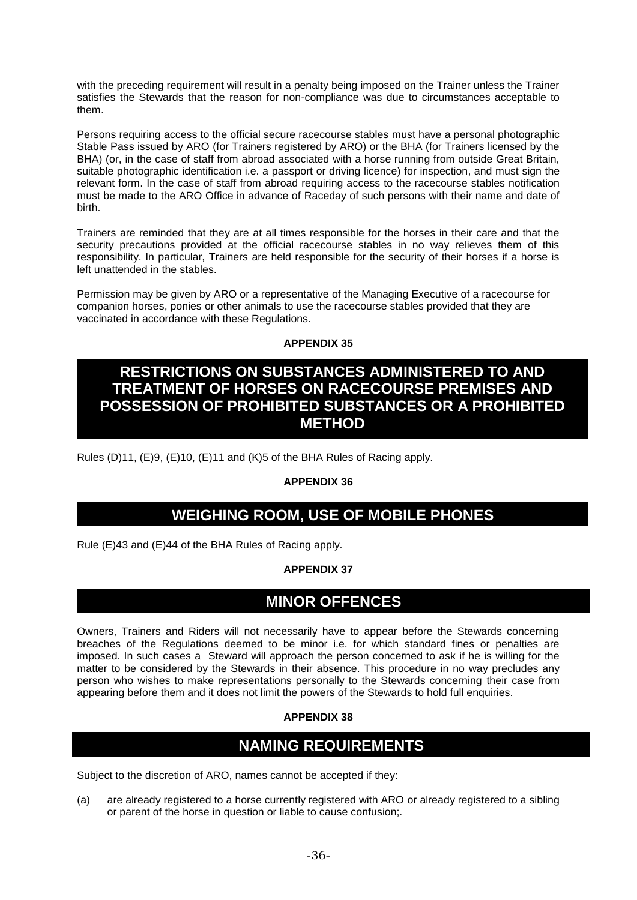with the preceding requirement will result in a penalty being imposed on the Trainer unless the Trainer satisfies the Stewards that the reason for non-compliance was due to circumstances acceptable to them.

Persons requiring access to the official secure racecourse stables must have a personal photographic Stable Pass issued by ARO (for Trainers registered by ARO) or the BHA (for Trainers licensed by the BHA) (or, in the case of staff from abroad associated with a horse running from outside Great Britain, suitable photographic identification i.e. a passport or driving licence) for inspection, and must sign the relevant form. In the case of staff from abroad requiring access to the racecourse stables notification must be made to the ARO Office in advance of Raceday of such persons with their name and date of birth.

Trainers are reminded that they are at all times responsible for the horses in their care and that the security precautions provided at the official racecourse stables in no way relieves them of this responsibility. In particular, Trainers are held responsible for the security of their horses if a horse is left unattended in the stables.

Permission may be given by ARO or a representative of the Managing Executive of a racecourse for companion horses, ponies or other animals to use the racecourse stables provided that they are vaccinated in accordance with these Regulations.

**APPENDIX 35**

## RESTRICTIONS ON SUBSTANCES ADMINISTERED TO AND TREATMENT OF HORSES ON RACECOURSE PREMISES AND POSSESSION OF PROHIBITED SUBSTANCES OR A PROHIBITED METHOD

Rules (D)11, (E)9, (E)10, (E)11 and (K)5 of the BHA Rules of Racing apply.

**APPENDIX 36**

## WEIGHING ROOM, USE OF MOBILE PHONES

Rule (E)43 and (E)44 of the BHA Rules of Racing apply.

**APPENDIX 37**

## MINOR OFFENCES

Owners, Trainers and Riders will not necessarily have to appear before the Stewards concerning breaches of the Regulations deemed to be minor i.e. for which standard fines or penalties are imposed. In such cases a Steward will approach the person concerned to ask if he is willing for the matter to be considered by the Stewards in their absence. This procedure in no way precludes any person who wishes to make representations personally to the Stewards concerning their case from appearing before them and it does not limit the powers of the Stewards to hold full enquiries.

**APPENDIX 38**

## NAMING REQUIREMENTS

Subject to the discretion of ARO, names cannot be accepted if they:

(a) are already registered to a horse currently registered with ARO or already registered to a sibling or parent of the horse in question or liable to cause confusion;.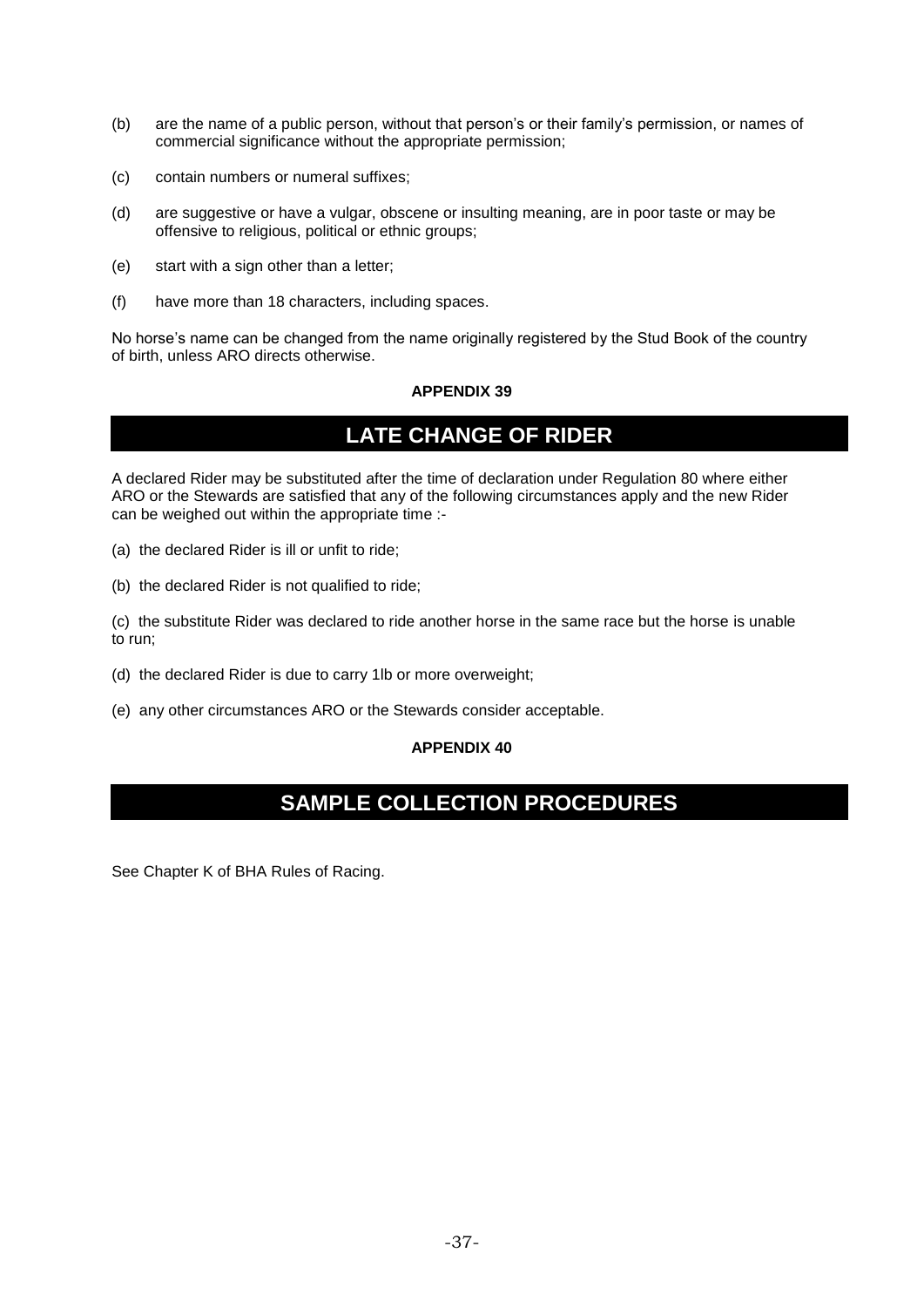(b) are the name of a public person, without that person's or their family's permission, or names of commercial significance without the appropriate permission;

(c) contain numbers or numeral suffixes;

(d) are suggestive or have a vulgar, obscene or insulting meaning, are in poor taste or may be offensive to religious, political or ethnic groups;

(e) start with a sign other than a letter;

(f) have more than 18 characters, including spaces.

No horse's name can be changed from the name originally registered by the Stud Book of the country of birth, unless ARO directs otherwise.

**APPENDIX 39**

## LATE CHANGE OF RIDER

A declared Rider may be substituted after the time of declaration under Regulation 80 where either ARO or the Stewards are satisfied that any of the following circumstances apply and the new Rider can be weighed out within the appropriate time :-

(a) the declared Rider is ill or unfit to ride;

(b) the declared Rider is not qualified to ride;

(c) the substitute Rider was declared to ride another horse in the same race but the horse is unable to run;

(d) the declared Rider is due to carry 1lb or more overweight;

(e) any other circumstances ARO or the Stewards consider acceptable.

**APPENDIX 40**

## SAMPLE COLLECTION PROCEDURES

See Chapter K of BHA Rules of Racing.